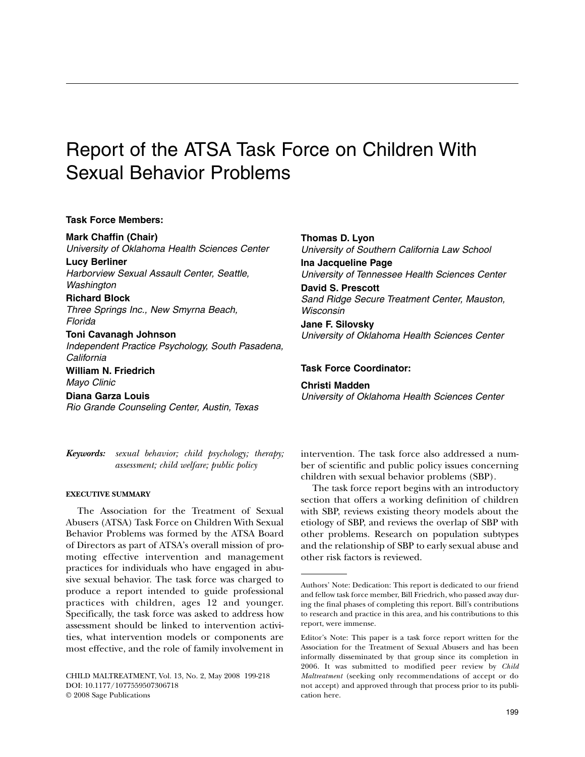# Report of the ATSA Task Force on Children With Sexual Behavior Problems

**Task Force Members:**

**Mark Chaffin (Chair)**
*University of Oklahoma Health Sciences Center*

**Lucy Berliner**
*Harborview Sexual Assault Center, Seattle, Washington*

**Richard Block**
*Three Springs Inc., New Smyrna Beach, Florida*

**Toni Cavanagh Johnson**
*Independent Practice Psychology, South Pasadena, California*

**William N. Friedrich**
*Mayo Clinic*

**Diana Garza Louis**
*Rio Grande Counseling Center, Austin, Texas*

**Thomas D. Lyon**
*University of Southern California Law School*

**Ina Jacqueline Page**
*University of Tennessee Health Sciences Center*

**David S. Prescott**
*Sand Ridge Secure Treatment Center, Mauston, Wisconsin*

**Jane F. Silovsky**
*University of Oklahoma Health Sciences Center*

**Task Force Coordinator:**

**Christi Madden**
*University of Oklahoma Health Sciences Center*

***Keywords:*** *sexual behavior; child psychology; therapy; assessment; child welfare; public policy*

## EXECUTIVE SUMMARY

The Association for the Treatment of Sexual Abusers (ATSA) Task Force on Children With Sexual Behavior Problems was formed by the ATSA Board of Directors as part of ATSA's overall mission of promoting effective intervention and management practices for individuals who have engaged in abusive sexual behavior. The task force was charged to produce a report intended to guide professional practices with children, ages 12 and younger. Specifically, the task force was asked to address how assessment should be linked to intervention activities, what intervention models or components are most effective, and the role of family involvement in intervention. The task force also addressed a number of scientific and public policy issues concerning children with sexual behavior problems (SBP).

The task force report begins with an introductory section that offers a working definition of children with SBP, reviews existing theory models about the etiology of SBP, and reviews the overlap of SBP with other problems. Research on population subtypes and the relationship of SBP to early sexual abuse and other risk factors is reviewed.

---

Authors' Note: Dedication: This report is dedicated to our friend and fellow task force member, Bill Friedrich, who passed away during the final phases of completing this report. Bill's contributions to research and practice in this area, and his contributions to this report, were immense.

Editor's Note: This paper is a task force report written for the Association for the Treatment of Sexual Abusers and has been informally disseminated by that group since its completion in 2006. It was submitted to modified peer review by *Child Maltreatment* (seeking only recommendations of accept or do not accept) and approved through that process prior to its publication here.

CHILD MALTREATMENT, Vol. 13, No. 2, May 2008 199-218
DOI: 10.1177/1077559507306718
© 2008 Sage Publications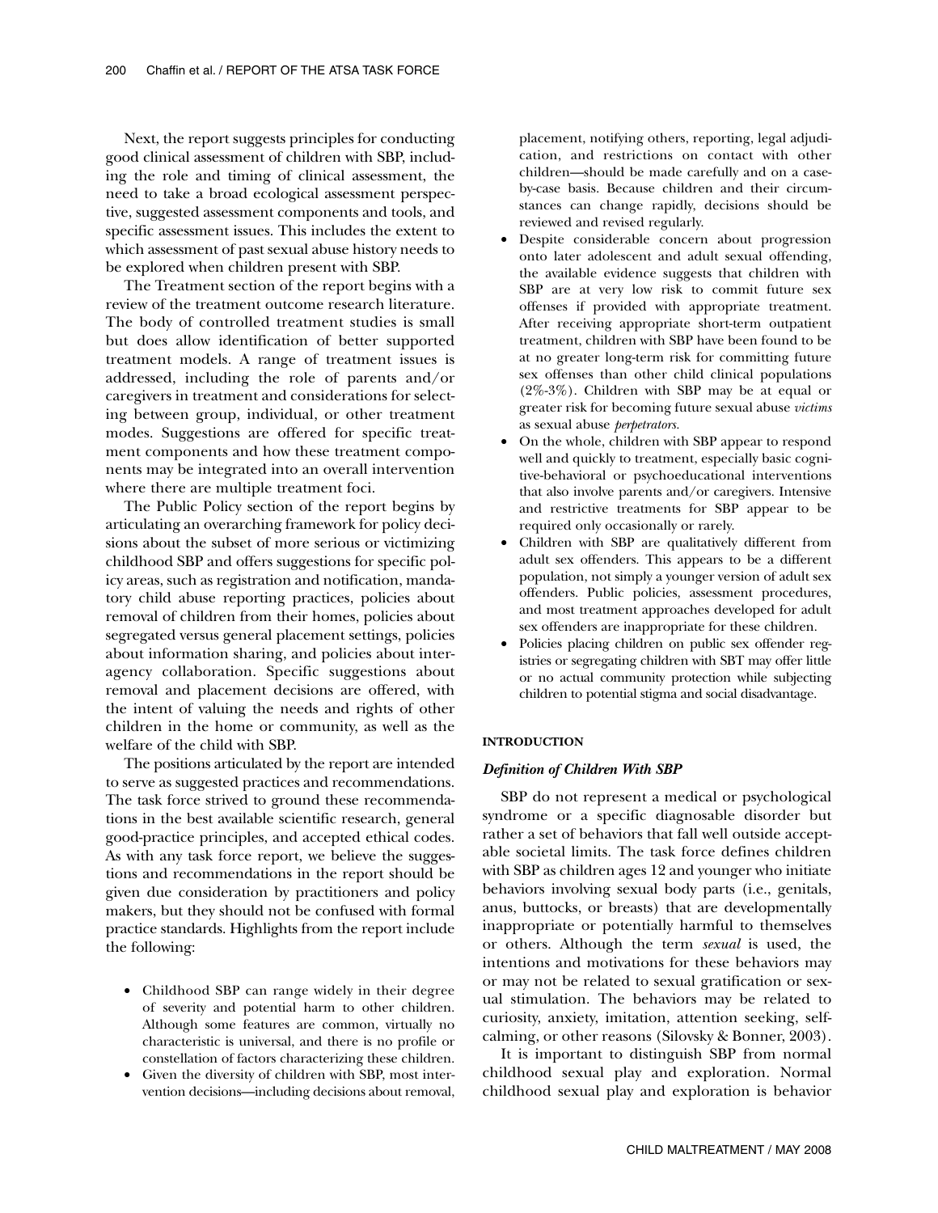Next, the report suggests principles for conducting good clinical assessment of children with SBP, including the role and timing of clinical assessment, the need to take a broad ecological assessment perspective, suggested assessment components and tools, and specific assessment issues. This includes the extent to which assessment of past sexual abuse history needs to be explored when children present with SBP.

The Treatment section of the report begins with a review of the treatment outcome research literature. The body of controlled treatment studies is small but does allow identification of better supported treatment models. A range of treatment issues is addressed, including the role of parents and/or caregivers in treatment and considerations for selecting between group, individual, or other treatment modes. Suggestions are offered for specific treatment components and how these treatment components may be integrated into an overall intervention where there are multiple treatment foci.

The Public Policy section of the report begins by articulating an overarching framework for policy decisions about the subset of more serious or victimizing childhood SBP and offers suggestions for specific policy areas, such as registration and notification, mandatory child abuse reporting practices, policies about removal of children from their homes, policies about segregated versus general placement settings, policies about information sharing, and policies about interagency collaboration. Specific suggestions about removal and placement decisions are offered, with the intent of valuing the needs and rights of other children in the home or community, as well as the welfare of the child with SBP.

The positions articulated by the report are intended to serve as suggested practices and recommendations. The task force strived to ground these recommendations in the best available scientific research, general good-practice principles, and accepted ethical codes. As with any task force report, we believe the suggestions and recommendations in the report should be given due consideration by practitioners and policy makers, but they should not be confused with formal practice standards. Highlights from the report include the following:

- Childhood SBP can range widely in their degree of severity and potential harm to other children. Although some features are common, virtually no characteristic is universal, and there is no profile or constellation of factors characterizing these children.
- Given the diversity of children with SBP, most intervention decisions—including decisions about removal, placement, notifying others, reporting, legal adjudication, and restrictions on contact with other children—should be made carefully and on a case-by-case basis. Because children and their circumstances can change rapidly, decisions should be reviewed and revised regularly.
- Despite considerable concern about progression onto later adolescent and adult sexual offending, the available evidence suggests that children with SBP are at very low risk to commit future sex offenses if provided with appropriate treatment. After receiving appropriate short-term outpatient treatment, children with SBP have been found to be at no greater long-term risk for committing future sex offenses than other child clinical populations (2%-3%). Children with SBP may be at equal or greater risk for becoming future sexual abuse *victims* as sexual abuse *perpetrators*.
- On the whole, children with SBP appear to respond well and quickly to treatment, especially basic cognitive-behavioral or psychoeducational interventions that also involve parents and/or caregivers. Intensive and restrictive treatments for SBP appear to be required only occasionally or rarely.
- Children with SBP are qualitatively different from adult sex offenders. This appears to be a different population, not simply a younger version of adult sex offenders. Public policies, assessment procedures, and most treatment approaches developed for adult sex offenders are inappropriate for these children.
- Policies placing children on public sex offender registries or segregating children with SBT may offer little or no actual community protection while subjecting children to potential stigma and social disadvantage.

## INTRODUCTION

### *Definition of Children With SBP*

SBP do not represent a medical or psychological syndrome or a specific diagnosable disorder but rather a set of behaviors that fall well outside acceptable societal limits. The task force defines children with SBP as children ages 12 and younger who initiate behaviors involving sexual body parts (i.e., genitals, anus, buttocks, or breasts) that are developmentally inappropriate or potentially harmful to themselves or others. Although the term *sexual* is used, the intentions and motivations for these behaviors may or may not be related to sexual gratification or sexual stimulation. The behaviors may be related to curiosity, anxiety, imitation, attention seeking, self-calming, or other reasons (Silovsky & Bonner, 2003).

It is important to distinguish SBP from normal childhood sexual play and exploration. Normal childhood sexual play and exploration is behavior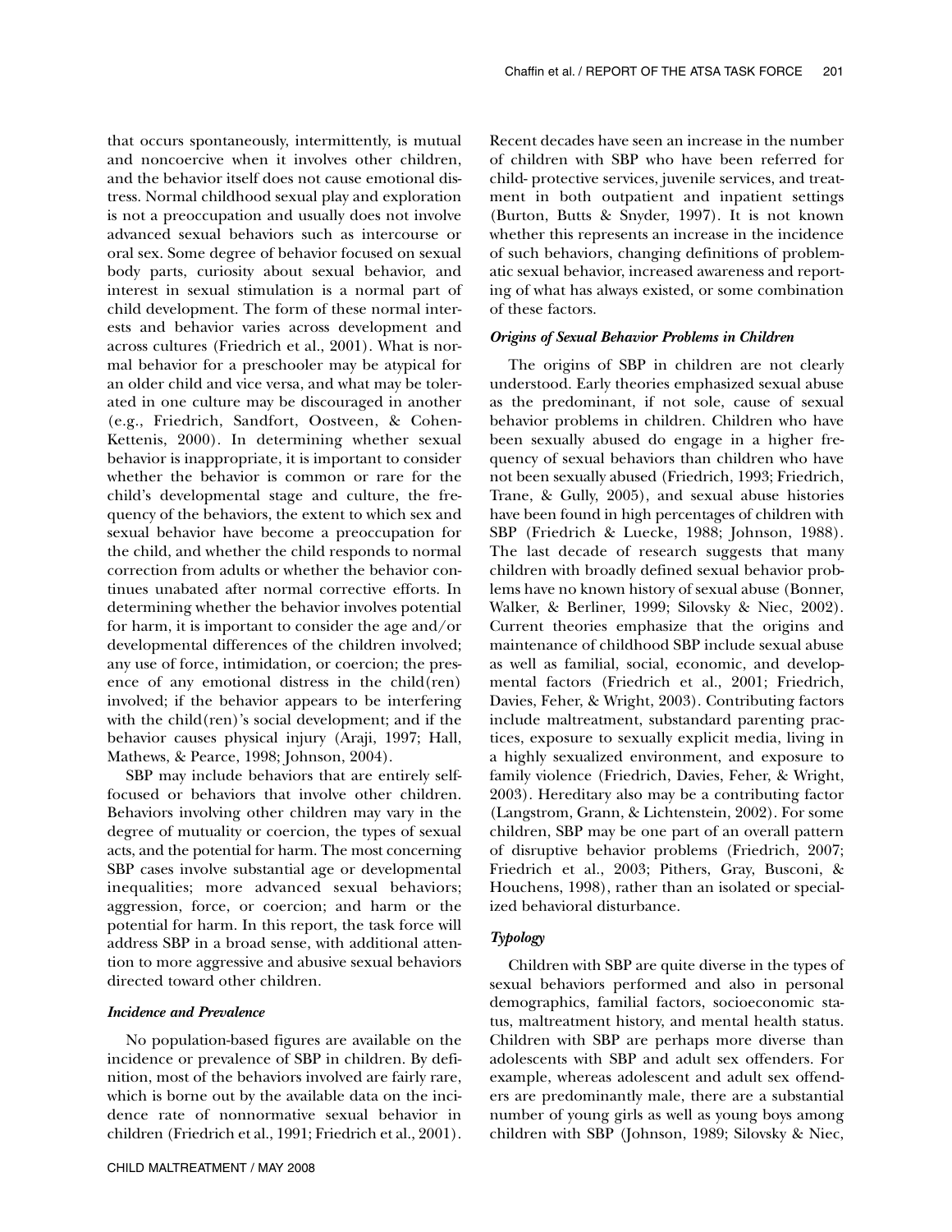that occurs spontaneously, intermittently, is mutual and noncoercive when it involves other children, and the behavior itself does not cause emotional distress. Normal childhood sexual play and exploration is not a preoccupation and usually does not involve advanced sexual behaviors such as intercourse or oral sex. Some degree of behavior focused on sexual body parts, curiosity about sexual behavior, and interest in sexual stimulation is a normal part of child development. The form of these normal interests and behavior varies across development and across cultures (Friedrich et al., 2001). What is normal behavior for a preschooler may be atypical for an older child and vice versa, and what may be tolerated in one culture may be discouraged in another (e.g., Friedrich, Sandfort, Oostveen, & Cohen-Kettenis, 2000). In determining whether sexual behavior is inappropriate, it is important to consider whether the behavior is common or rare for the child's developmental stage and culture, the frequency of the behaviors, the extent to which sex and sexual behavior have become a preoccupation for the child, and whether the child responds to normal correction from adults or whether the behavior continues unabated after normal corrective efforts. In determining whether the behavior involves potential for harm, it is important to consider the age and/or developmental differences of the children involved; any use of force, intimidation, or coercion; the presence of any emotional distress in the child(ren) involved; if the behavior appears to be interfering with the child(ren)'s social development; and if the behavior causes physical injury (Araji, 1997; Hall, Mathews, & Pearce, 1998; Johnson, 2004).

SBP may include behaviors that are entirely self-focused or behaviors that involve other children. Behaviors involving other children may vary in the degree of mutuality or coercion, the types of sexual acts, and the potential for harm. The most concerning SBP cases involve substantial age or developmental inequalities; more advanced sexual behaviors; aggression, force, or coercion; and harm or the potential for harm. In this report, the task force will address SBP in a broad sense, with additional attention to more aggressive and abusive sexual behaviors directed toward other children.

### *Incidence and Prevalence*

No population-based figures are available on the incidence or prevalence of SBP in children. By definition, most of the behaviors involved are fairly rare, which is borne out by the available data on the incidence rate of nonnormative sexual behavior in children (Friedrich et al., 1991; Friedrich et al., 2001). Recent decades have seen an increase in the number of children with SBP who have been referred for child- protective services, juvenile services, and treatment in both outpatient and inpatient settings (Burton, Butts & Snyder, 1997). It is not known whether this represents an increase in the incidence of such behaviors, changing definitions of problematic sexual behavior, increased awareness and reporting of what has always existed, or some combination of these factors.

### *Origins of Sexual Behavior Problems in Children*

The origins of SBP in children are not clearly understood. Early theories emphasized sexual abuse as the predominant, if not sole, cause of sexual behavior problems in children. Children who have been sexually abused do engage in a higher frequency of sexual behaviors than children who have not been sexually abused (Friedrich, 1993; Friedrich, Trane, & Gully, 2005), and sexual abuse histories have been found in high percentages of children with SBP (Friedrich & Luecke, 1988; Johnson, 1988). The last decade of research suggests that many children with broadly defined sexual behavior problems have no known history of sexual abuse (Bonner, Walker, & Berliner, 1999; Silovsky & Niec, 2002). Current theories emphasize that the origins and maintenance of childhood SBP include sexual abuse as well as familial, social, economic, and developmental factors (Friedrich et al., 2001; Friedrich, Davies, Feher, & Wright, 2003). Contributing factors include maltreatment, substandard parenting practices, exposure to sexually explicit media, living in a highly sexualized environment, and exposure to family violence (Friedrich, Davies, Feher, & Wright, 2003). Hereditary also may be a contributing factor (Langstrom, Grann, & Lichtenstein, 2002). For some children, SBP may be one part of an overall pattern of disruptive behavior problems (Friedrich, 2007; Friedrich et al., 2003; Pithers, Gray, Busconi, & Houchens, 1998), rather than an isolated or specialized behavioral disturbance.

### *Typology*

Children with SBP are quite diverse in the types of sexual behaviors performed and also in personal demographics, familial factors, socioeconomic status, maltreatment history, and mental health status. Children with SBP are perhaps more diverse than adolescents with SBP and adult sex offenders. For example, whereas adolescent and adult sex offenders are predominantly male, there are a substantial number of young girls as well as young boys among children with SBP (Johnson, 1989; Silovsky & Niec,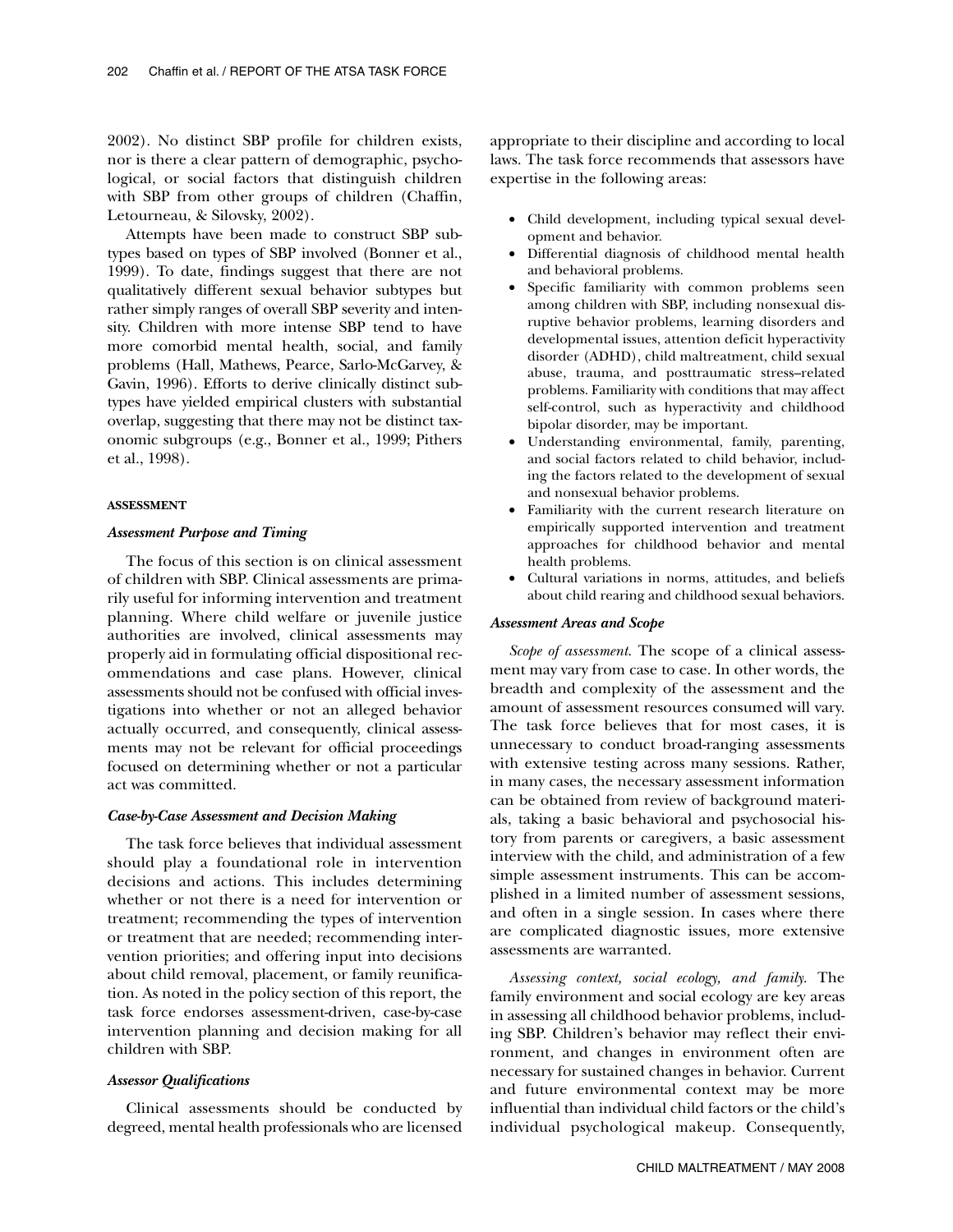2002). No distinct SBP profile for children exists, nor is there a clear pattern of demographic, psychological, or social factors that distinguish children with SBP from other groups of children (Chaffin, Letourneau, & Silovsky, 2002).

Attempts have been made to construct SBP subtypes based on types of SBP involved (Bonner et al., 1999). To date, findings suggest that there are not qualitatively different sexual behavior subtypes but rather simply ranges of overall SBP severity and intensity. Children with more intense SBP tend to have more comorbid mental health, social, and family problems (Hall, Mathews, Pearce, Sarlo-McGarvey, & Gavin, 1996). Efforts to derive clinically distinct subtypes have yielded empirical clusters with substantial overlap, suggesting that there may not be distinct taxonomic subgroups (e.g., Bonner et al., 1999; Pithers et al., 1998).

## ASSESSMENT

### *Assessment Purpose and Timing*

The focus of this section is on clinical assessment of children with SBP. Clinical assessments are primarily useful for informing intervention and treatment planning. Where child welfare or juvenile justice authorities are involved, clinical assessments may properly aid in formulating official dispositional recommendations and case plans. However, clinical assessments should not be confused with official investigations into whether or not an alleged behavior actually occurred, and consequently, clinical assessments may not be relevant for official proceedings focused on determining whether or not a particular act was committed.

### *Case-by-Case Assessment and Decision Making*

The task force believes that individual assessment should play a foundational role in intervention decisions and actions. This includes determining whether or not there is a need for intervention or treatment; recommending the types of intervention or treatment that are needed; recommending intervention priorities; and offering input into decisions about child removal, placement, or family reunification. As noted in the policy section of this report, the task force endorses assessment-driven, case-by-case intervention planning and decision making for all children with SBP.

### *Assessor Qualifications*

Clinical assessments should be conducted by degreed, mental health professionals who are licensed appropriate to their discipline and according to local laws. The task force recommends that assessors have expertise in the following areas:

- Child development, including typical sexual development and behavior.
- Differential diagnosis of childhood mental health and behavioral problems.
- Specific familiarity with common problems seen among children with SBP, including nonsexual disruptive behavior problems, learning disorders and developmental issues, attention deficit hyperactivity disorder (ADHD), child maltreatment, child sexual abuse, trauma, and posttraumatic stress–related problems. Familiarity with conditions that may affect self-control, such as hyperactivity and childhood bipolar disorder, may be important.
- Understanding environmental, family, parenting, and social factors related to child behavior, including the factors related to the development of sexual and nonsexual behavior problems.
- Familiarity with the current research literature on empirically supported intervention and treatment approaches for childhood behavior and mental health problems.
- Cultural variations in norms, attitudes, and beliefs about child rearing and childhood sexual behaviors.

### *Assessment Areas and Scope*

*Scope of assessment.* The scope of a clinical assessment may vary from case to case. In other words, the breadth and complexity of the assessment and the amount of assessment resources consumed will vary. The task force believes that for most cases, it is unnecessary to conduct broad-ranging assessments with extensive testing across many sessions. Rather, in many cases, the necessary assessment information can be obtained from review of background materials, taking a basic behavioral and psychosocial history from parents or caregivers, a basic assessment interview with the child, and administration of a few simple assessment instruments. This can be accomplished in a limited number of assessment sessions, and often in a single session. In cases where there are complicated diagnostic issues, more extensive assessments are warranted.

*Assessing context, social ecology, and family.* The family environment and social ecology are key areas in assessing all childhood behavior problems, including SBP. Children's behavior may reflect their environment, and changes in environment often are necessary for sustained changes in behavior. Current and future environmental context may be more influential than individual child factors or the child's individual psychological makeup. Consequently,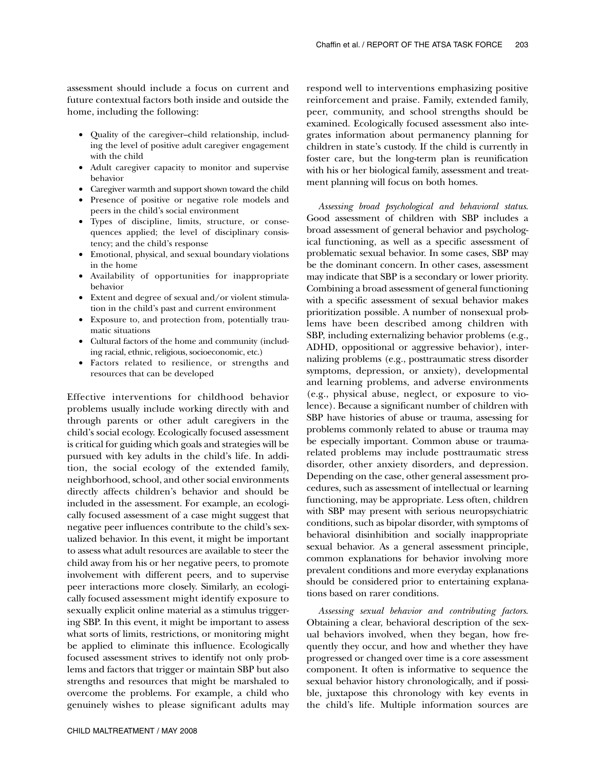assessment should include a focus on current and future contextual factors both inside and outside the home, including the following:

- Quality of the caregiver–child relationship, including the level of positive adult caregiver engagement with the child
- Adult caregiver capacity to monitor and supervise behavior
- Caregiver warmth and support shown toward the child
- Presence of positive or negative role models and peers in the child's social environment
- Types of discipline, limits, structure, or consequences applied; the level of disciplinary consistency; and the child's response
- Emotional, physical, and sexual boundary violations in the home
- Availability of opportunities for inappropriate behavior
- Extent and degree of sexual and/or violent stimulation in the child's past and current environment
- Exposure to, and protection from, potentially traumatic situations
- Cultural factors of the home and community (including racial, ethnic, religious, socioeconomic, etc.)
- Factors related to resilience, or strengths and resources that can be developed

Effective interventions for childhood behavior problems usually include working directly with and through parents or other adult caregivers in the child's social ecology. Ecologically focused assessment is critical for guiding which goals and strategies will be pursued with key adults in the child's life. In addition, the social ecology of the extended family, neighborhood, school, and other social environments directly affects children's behavior and should be included in the assessment. For example, an ecologically focused assessment of a case might suggest that negative peer influences contribute to the child's sexualized behavior. In this event, it might be important to assess what adult resources are available to steer the child away from his or her negative peers, to promote involvement with different peers, and to supervise peer interactions more closely. Similarly, an ecologically focused assessment might identify exposure to sexually explicit online material as a stimulus triggering SBP. In this event, it might be important to assess what sorts of limits, restrictions, or monitoring might be applied to eliminate this influence. Ecologically focused assessment strives to identify not only problems and factors that trigger or maintain SBP but also strengths and resources that might be marshaled to overcome the problems. For example, a child who genuinely wishes to please significant adults may respond well to interventions emphasizing positive reinforcement and praise. Family, extended family, peer, community, and school strengths should be examined. Ecologically focused assessment also integrates information about permanency planning for children in state's custody. If the child is currently in foster care, but the long-term plan is reunification with his or her biological family, assessment and treatment planning will focus on both homes.

*Assessing broad psychological and behavioral status.* Good assessment of children with SBP includes a broad assessment of general behavior and psychological functioning, as well as a specific assessment of problematic sexual behavior. In some cases, SBP may be the dominant concern. In other cases, assessment may indicate that SBP is a secondary or lower priority. Combining a broad assessment of general functioning with a specific assessment of sexual behavior makes prioritization possible. A number of nonsexual problems have been described among children with SBP, including externalizing behavior problems (e.g., ADHD, oppositional or aggressive behavior), internalizing problems (e.g., posttraumatic stress disorder symptoms, depression, or anxiety), developmental and learning problems, and adverse environments (e.g., physical abuse, neglect, or exposure to violence). Because a significant number of children with SBP have histories of abuse or trauma, assessing for problems commonly related to abuse or trauma may be especially important. Common abuse or trauma-related problems may include posttraumatic stress disorder, other anxiety disorders, and depression. Depending on the case, other general assessment procedures, such as assessment of intellectual or learning functioning, may be appropriate. Less often, children with SBP may present with serious neuropsychiatric conditions, such as bipolar disorder, with symptoms of behavioral disinhibition and socially inappropriate sexual behavior. As a general assessment principle, common explanations for behavior involving more prevalent conditions and more everyday explanations should be considered prior to entertaining explanations based on rarer conditions.

*Assessing sexual behavior and contributing factors.* Obtaining a clear, behavioral description of the sexual behaviors involved, when they began, how frequently they occur, and how and whether they have progressed or changed over time is a core assessment component. It often is informative to sequence the sexual behavior history chronologically, and if possible, juxtapose this chronology with key events in the child's life. Multiple information sources are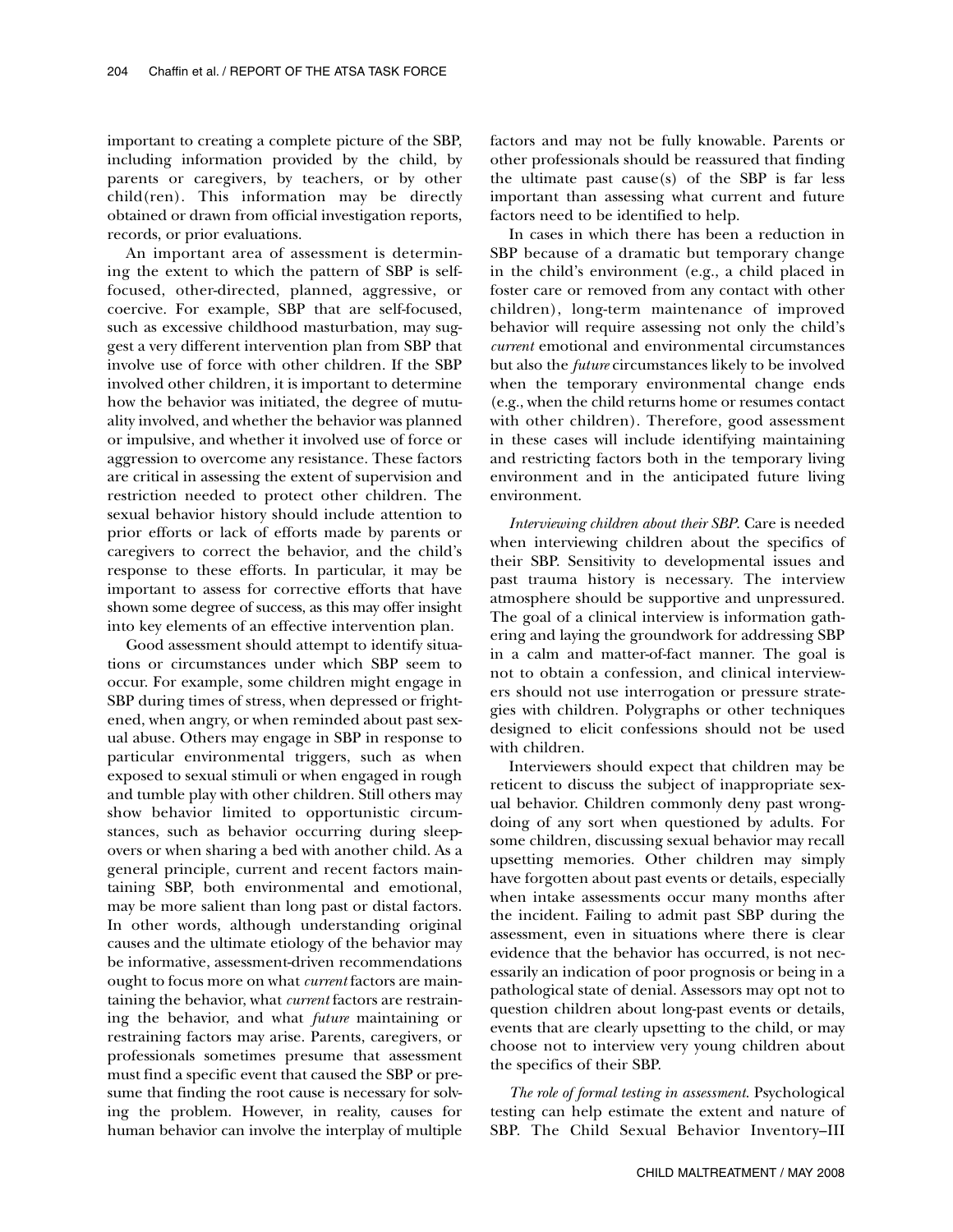important to creating a complete picture of the SBP, including information provided by the child, by parents or caregivers, by teachers, or by other child(ren). This information may be directly obtained or drawn from official investigation reports, records, or prior evaluations.

An important area of assessment is determining the extent to which the pattern of SBP is self-focused, other-directed, planned, aggressive, or coercive. For example, SBP that are self-focused, such as excessive childhood masturbation, may suggest a very different intervention plan from SBP that involve use of force with other children. If the SBP involved other children, it is important to determine how the behavior was initiated, the degree of mutuality involved, and whether the behavior was planned or impulsive, and whether it involved use of force or aggression to overcome any resistance. These factors are critical in assessing the extent of supervision and restriction needed to protect other children. The sexual behavior history should include attention to prior efforts or lack of efforts made by parents or caregivers to correct the behavior, and the child's response to these efforts. In particular, it may be important to assess for corrective efforts that have shown some degree of success, as this may offer insight into key elements of an effective intervention plan.

Good assessment should attempt to identify situations or circumstances under which SBP seem to occur. For example, some children might engage in SBP during times of stress, when depressed or frightened, when angry, or when reminded about past sexual abuse. Others may engage in SBP in response to particular environmental triggers, such as when exposed to sexual stimuli or when engaged in rough and tumble play with other children. Still others may show behavior limited to opportunistic circumstances, such as behavior occurring during sleepovers or when sharing a bed with another child. As a general principle, current and recent factors maintaining SBP, both environmental and emotional, may be more salient than long past or distal factors. In other words, although understanding original causes and the ultimate etiology of the behavior may be informative, assessment-driven recommendations ought to focus more on what *current* factors are maintaining the behavior, what *current* factors are restraining the behavior, and what *future* maintaining or restraining factors may arise. Parents, caregivers, or professionals sometimes presume that assessment must find a specific event that caused the SBP or presume that finding the root cause is necessary for solving the problem. However, in reality, causes for human behavior can involve the interplay of multiple factors and may not be fully knowable. Parents or other professionals should be reassured that finding the ultimate past cause(s) of the SBP is far less important than assessing what current and future factors need to be identified to help.

In cases in which there has been a reduction in SBP because of a dramatic but temporary change in the child's environment (e.g., a child placed in foster care or removed from any contact with other children), long-term maintenance of improved behavior will require assessing not only the child's *current* emotional and environmental circumstances but also the *future* circumstances likely to be involved when the temporary environmental change ends (e.g., when the child returns home or resumes contact with other children). Therefore, good assessment in these cases will include identifying maintaining and restricting factors both in the temporary living environment and in the anticipated future living environment.

*Interviewing children about their SBP.* Care is needed when interviewing children about the specifics of their SBP. Sensitivity to developmental issues and past trauma history is necessary. The interview atmosphere should be supportive and unpressured. The goal of a clinical interview is information gathering and laying the groundwork for addressing SBP in a calm and matter-of-fact manner. The goal is not to obtain a confession, and clinical interviewers should not use interrogation or pressure strategies with children. Polygraphs or other techniques designed to elicit confessions should not be used with children.

Interviewers should expect that children may be reticent to discuss the subject of inappropriate sexual behavior. Children commonly deny past wrongdoing of any sort when questioned by adults. For some children, discussing sexual behavior may recall upsetting memories. Other children may simply have forgotten about past events or details, especially when intake assessments occur many months after the incident. Failing to admit past SBP during the assessment, even in situations where there is clear evidence that the behavior has occurred, is not necessarily an indication of poor prognosis or being in a pathological state of denial. Assessors may opt not to question children about long-past events or details, events that are clearly upsetting to the child, or may choose not to interview very young children about the specifics of their SBP.

*The role of formal testing in assessment.* Psychological testing can help estimate the extent and nature of SBP. The Child Sexual Behavior Inventory–III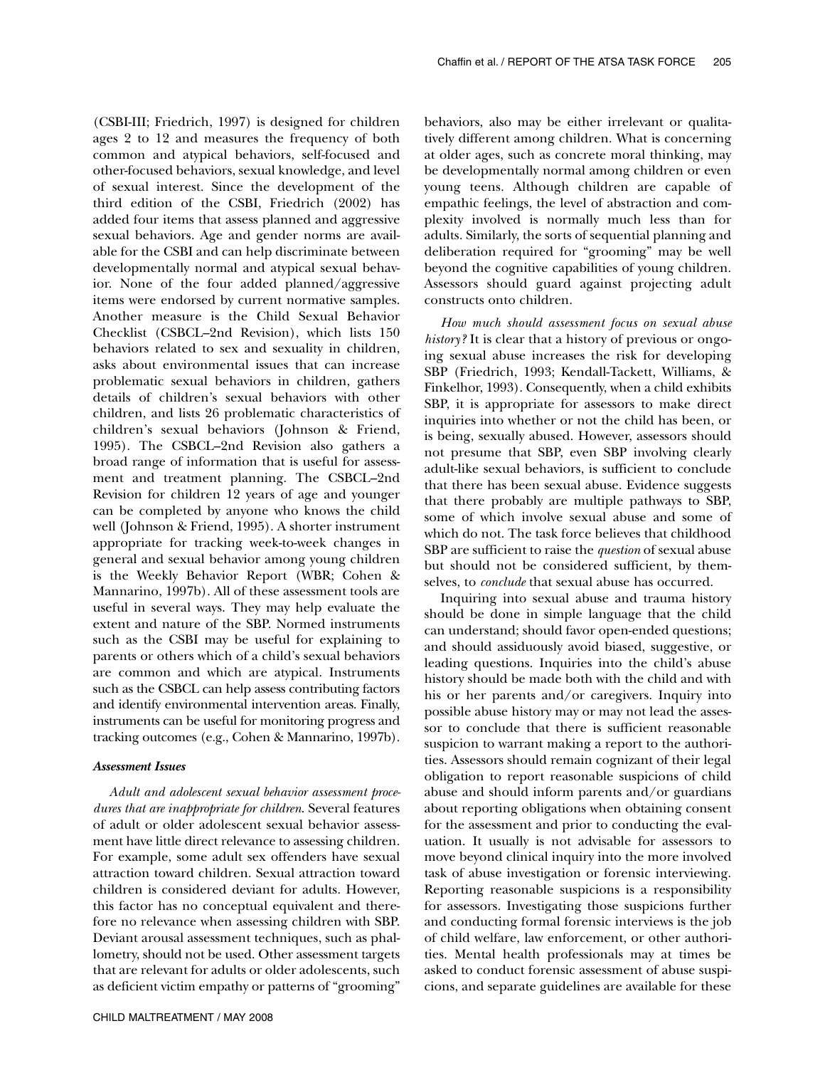(CSBI-III; Friedrich, 1997) is designed for children ages 2 to 12 and measures the frequency of both common and atypical behaviors, self-focused and other-focused behaviors, sexual knowledge, and level of sexual interest. Since the development of the third edition of the CSBI, Friedrich (2002) has added four items that assess planned and aggressive sexual behaviors. Age and gender norms are available for the CSBI and can help discriminate between developmentally normal and atypical sexual behavior. None of the four added planned/aggressive items were endorsed by current normative samples. Another measure is the Child Sexual Behavior Checklist (CSBCL–2nd Revision), which lists 150 behaviors related to sex and sexuality in children, asks about environmental issues that can increase problematic sexual behaviors in children, gathers details of children's sexual behaviors with other children, and lists 26 problematic characteristics of children's sexual behaviors (Johnson & Friend, 1995). The CSBCL–2nd Revision also gathers a broad range of information that is useful for assessment and treatment planning. The CSBCL–2nd Revision for children 12 years of age and younger can be completed by anyone who knows the child well (Johnson & Friend, 1995). A shorter instrument appropriate for tracking week-to-week changes in general and sexual behavior among young children is the Weekly Behavior Report (WBR; Cohen & Mannarino, 1997b). All of these assessment tools are useful in several ways. They may help evaluate the extent and nature of the SBP. Normed instruments such as the CSBI may be useful for explaining to parents or others which of a child's sexual behaviors are common and which are atypical. Instruments such as the CSBCL can help assess contributing factors and identify environmental intervention areas. Finally, instruments can be useful for monitoring progress and tracking outcomes (e.g., Cohen & Mannarino, 1997b).

### *Assessment Issues*

*Adult and adolescent sexual behavior assessment procedures that are inappropriate for children.* Several features of adult or older adolescent sexual behavior assessment have little direct relevance to assessing children. For example, some adult sex offenders have sexual attraction toward children. Sexual attraction toward children is considered deviant for adults. However, this factor has no conceptual equivalent and therefore no relevance when assessing children with SBP. Deviant arousal assessment techniques, such as phallometry, should not be used. Other assessment targets that are relevant for adults or older adolescents, such as deficient victim empathy or patterns of "grooming" behaviors, also may be either irrelevant or qualitatively different among children. What is concerning at older ages, such as concrete moral thinking, may be developmentally normal among children or even young teens. Although children are capable of empathic feelings, the level of abstraction and complexity involved is normally much less than for adults. Similarly, the sorts of sequential planning and deliberation required for "grooming" may be well beyond the cognitive capabilities of young children. Assessors should guard against projecting adult constructs onto children.

*How much should assessment focus on sexual abuse history?* It is clear that a history of previous or ongoing sexual abuse increases the risk for developing SBP (Friedrich, 1993; Kendall-Tackett, Williams, & Finkelhor, 1993). Consequently, when a child exhibits SBP, it is appropriate for assessors to make direct inquiries into whether or not the child has been, or is being, sexually abused. However, assessors should not presume that SBP, even SBP involving clearly adult-like sexual behaviors, is sufficient to conclude that there has been sexual abuse. Evidence suggests that there probably are multiple pathways to SBP, some of which involve sexual abuse and some of which do not. The task force believes that childhood SBP are sufficient to raise the *question* of sexual abuse but should not be considered sufficient, by themselves, to *conclude* that sexual abuse has occurred.

Inquiring into sexual abuse and trauma history should be done in simple language that the child can understand; should favor open-ended questions; and should assiduously avoid biased, suggestive, or leading questions. Inquiries into the child's abuse history should be made both with the child and with his or her parents and/or caregivers. Inquiry into possible abuse history may or may not lead the assessor to conclude that there is sufficient reasonable suspicion to warrant making a report to the authorities. Assessors should remain cognizant of their legal obligation to report reasonable suspicions of child abuse and should inform parents and/or guardians about reporting obligations when obtaining consent for the assessment and prior to conducting the evaluation. It usually is not advisable for assessors to move beyond clinical inquiry into the more involved task of abuse investigation or forensic interviewing. Reporting reasonable suspicions is a responsibility for assessors. Investigating those suspicions further and conducting formal forensic interviews is the job of child welfare, law enforcement, or other authorities. Mental health professionals may at times be asked to conduct forensic assessment of abuse suspicions, and separate guidelines are available for these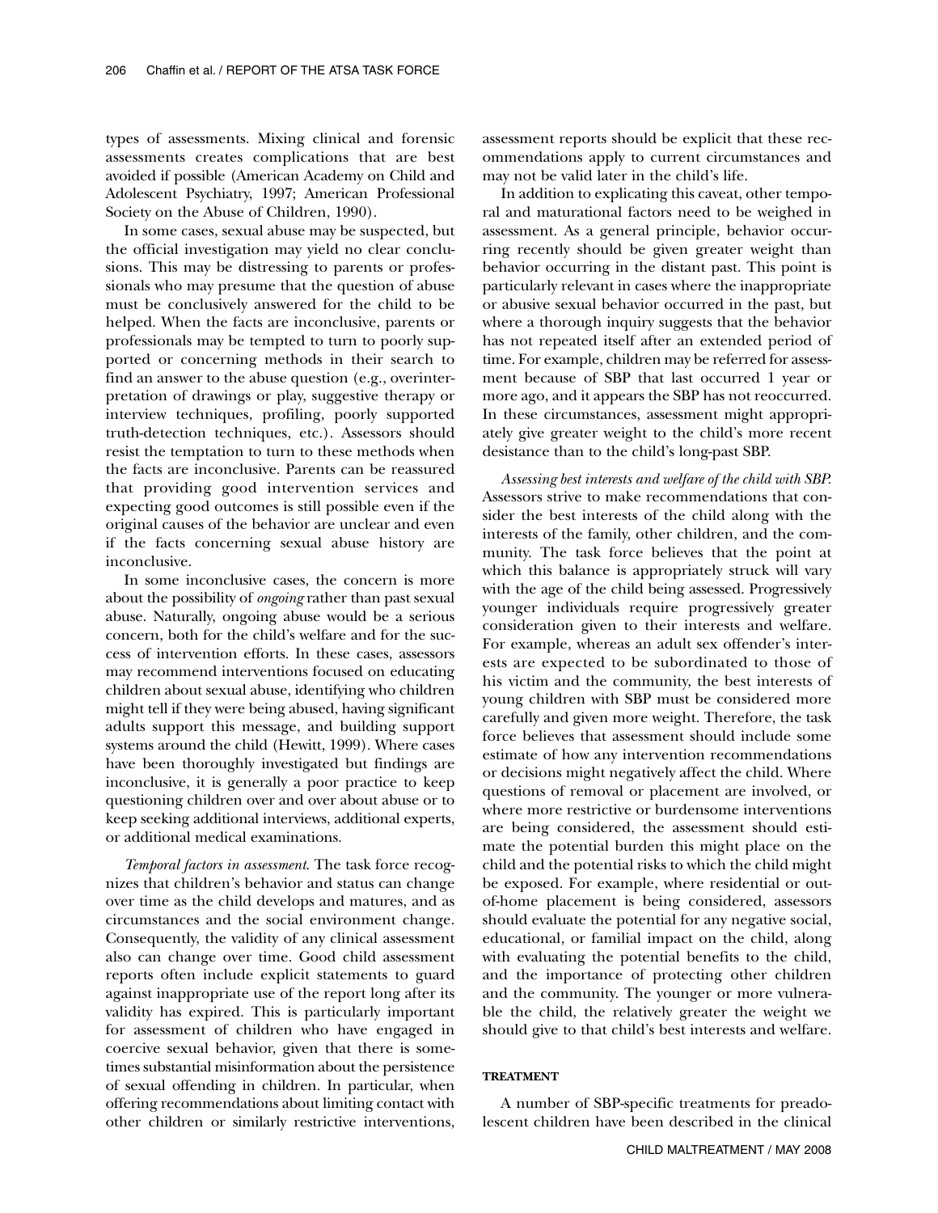types of assessments. Mixing clinical and forensic assessments creates complications that are best avoided if possible (American Academy on Child and Adolescent Psychiatry, 1997; American Professional Society on the Abuse of Children, 1990).

In some cases, sexual abuse may be suspected, but the official investigation may yield no clear conclusions. This may be distressing to parents or professionals who may presume that the question of abuse must be conclusively answered for the child to be helped. When the facts are inconclusive, parents or professionals may be tempted to turn to poorly supported or concerning methods in their search to find an answer to the abuse question (e.g., overinterpretation of drawings or play, suggestive therapy or interview techniques, profiling, poorly supported truth-detection techniques, etc.). Assessors should resist the temptation to turn to these methods when the facts are inconclusive. Parents can be reassured that providing good intervention services and expecting good outcomes is still possible even if the original causes of the behavior are unclear and even if the facts concerning sexual abuse history are inconclusive.

In some inconclusive cases, the concern is more about the possibility of *ongoing* rather than past sexual abuse. Naturally, ongoing abuse would be a serious concern, both for the child's welfare and for the success of intervention efforts. In these cases, assessors may recommend interventions focused on educating children about sexual abuse, identifying who children might tell if they were being abused, having significant adults support this message, and building support systems around the child (Hewitt, 1999). Where cases have been thoroughly investigated but findings are inconclusive, it is generally a poor practice to keep questioning children over and over about abuse or to keep seeking additional interviews, additional experts, or additional medical examinations.

*Temporal factors in assessment*. The task force recognizes that children's behavior and status can change over time as the child develops and matures, and as circumstances and the social environment change. Consequently, the validity of any clinical assessment also can change over time. Good child assessment reports often include explicit statements to guard against inappropriate use of the report long after its validity has expired. This is particularly important for assessment of children who have engaged in coercive sexual behavior, given that there is sometimes substantial misinformation about the persistence of sexual offending in children. In particular, when offering recommendations about limiting contact with other children or similarly restrictive interventions, assessment reports should be explicit that these recommendations apply to current circumstances and may not be valid later in the child's life.

In addition to explicating this caveat, other temporal and maturational factors need to be weighed in assessment. As a general principle, behavior occurring recently should be given greater weight than behavior occurring in the distant past. This point is particularly relevant in cases where the inappropriate or abusive sexual behavior occurred in the past, but where a thorough inquiry suggests that the behavior has not repeated itself after an extended period of time. For example, children may be referred for assessment because of SBP that last occurred 1 year or more ago, and it appears the SBP has not reoccurred. In these circumstances, assessment might appropriately give greater weight to the child's more recent desistance than to the child's long-past SBP.

*Assessing best interests and welfare of the child with SBP*. Assessors strive to make recommendations that consider the best interests of the child along with the interests of the family, other children, and the community. The task force believes that the point at which this balance is appropriately struck will vary with the age of the child being assessed. Progressively younger individuals require progressively greater consideration given to their interests and welfare. For example, whereas an adult sex offender's interests are expected to be subordinated to those of his victim and the community, the best interests of young children with SBP must be considered more carefully and given more weight. Therefore, the task force believes that assessment should include some estimate of how any intervention recommendations or decisions might negatively affect the child. Where questions of removal or placement are involved, or where more restrictive or burdensome interventions are being considered, the assessment should estimate the potential burden this might place on the child and the potential risks to which the child might be exposed. For example, where residential or out-of-home placement is being considered, assessors should evaluate the potential for any negative social, educational, or familial impact on the child, along with evaluating the potential benefits to the child, and the importance of protecting other children and the community. The younger or more vulnerable the child, the relatively greater the weight we should give to that child's best interests and welfare.

### TREATMENT

A number of SBP-specific treatments for preadolescent children have been described in the clinical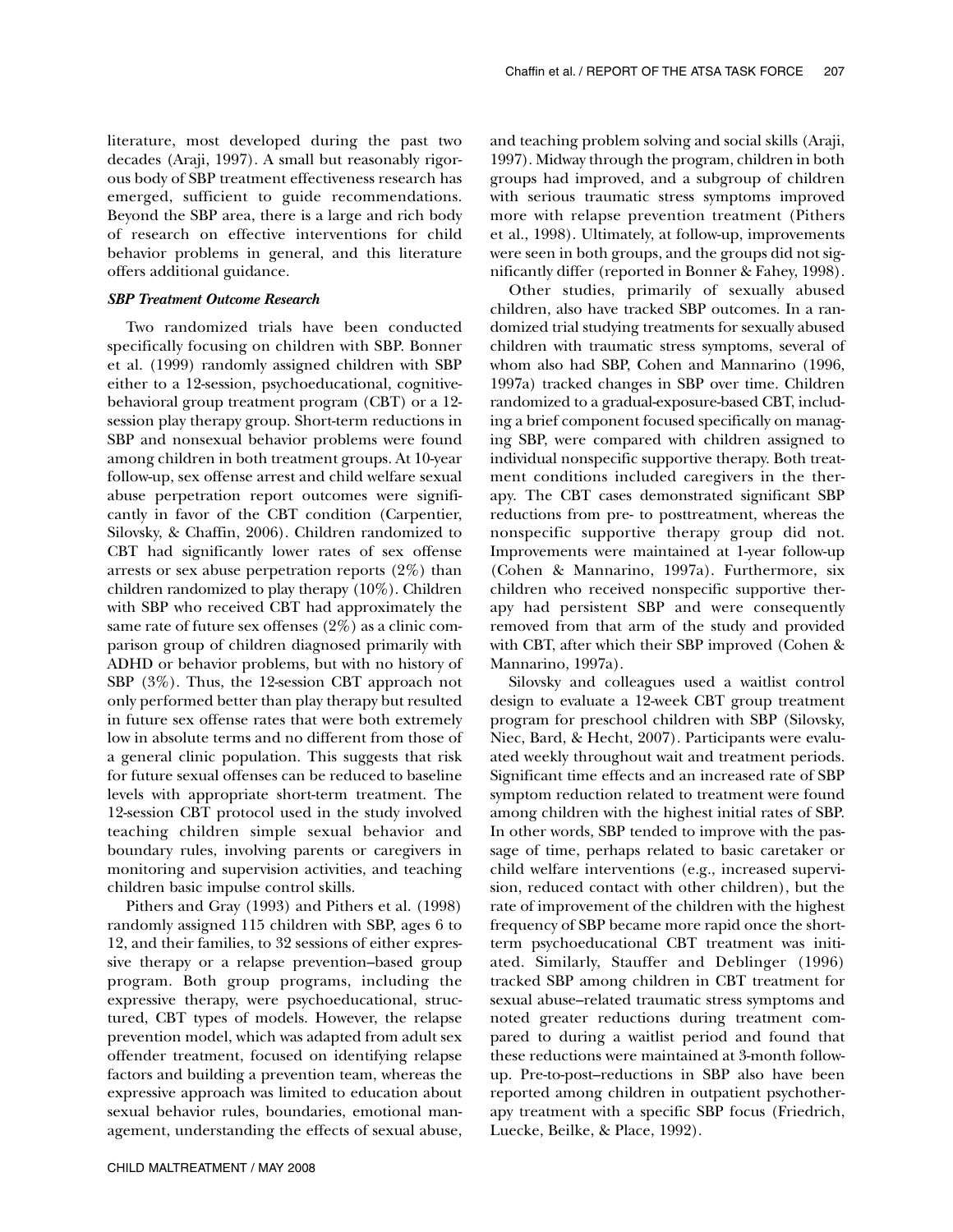literature, most developed during the past two decades (Araji, 1997). A small but reasonably rigorous body of SBP treatment effectiveness research has emerged, sufficient to guide recommendations. Beyond the SBP area, there is a large and rich body of research on effective interventions for child behavior problems in general, and this literature offers additional guidance.

### *SBP Treatment Outcome Research*

Two randomized trials have been conducted specifically focusing on children with SBP. Bonner et al. (1999) randomly assigned children with SBP either to a 12-session, psychoeducational, cognitive-behavioral group treatment program (CBT) or a 12-session play therapy group. Short-term reductions in SBP and nonsexual behavior problems were found among children in both treatment groups. At 10-year follow-up, sex offense arrest and child welfare sexual abuse perpetration report outcomes were significantly in favor of the CBT condition (Carpentier, Silovsky, & Chaffin, 2006). Children randomized to CBT had significantly lower rates of sex offense arrests or sex abuse perpetration reports (2%) than children randomized to play therapy (10%). Children with SBP who received CBT had approximately the same rate of future sex offenses (2%) as a clinic comparison group of children diagnosed primarily with ADHD or behavior problems, but with no history of SBP (3%). Thus, the 12-session CBT approach not only performed better than play therapy but resulted in future sex offense rates that were both extremely low in absolute terms and no different from those of a general clinic population. This suggests that risk for future sexual offenses can be reduced to baseline levels with appropriate short-term treatment. The 12-session CBT protocol used in the study involved teaching children simple sexual behavior and boundary rules, involving parents or caregivers in monitoring and supervision activities, and teaching children basic impulse control skills.

Pithers and Gray (1993) and Pithers et al. (1998) randomly assigned 115 children with SBP, ages 6 to 12, and their families, to 32 sessions of either expressive therapy or a relapse prevention–based group program. Both group programs, including the expressive therapy, were psychoeducational, structured, CBT types of models. However, the relapse prevention model, which was adapted from adult sex offender treatment, focused on identifying relapse factors and building a prevention team, whereas the expressive approach was limited to education about sexual behavior rules, boundaries, emotional management, understanding the effects of sexual abuse, and teaching problem solving and social skills (Araji, 1997). Midway through the program, children in both groups had improved, and a subgroup of children with serious traumatic stress symptoms improved more with relapse prevention treatment (Pithers et al., 1998). Ultimately, at follow-up, improvements were seen in both groups, and the groups did not significantly differ (reported in Bonner & Fahey, 1998).

Other studies, primarily of sexually abused children, also have tracked SBP outcomes. In a randomized trial studying treatments for sexually abused children with traumatic stress symptoms, several of whom also had SBP, Cohen and Mannarino (1996, 1997a) tracked changes in SBP over time. Children randomized to a gradual-exposure-based CBT, including a brief component focused specifically on managing SBP, were compared with children assigned to individual nonspecific supportive therapy. Both treatment conditions included caregivers in the therapy. The CBT cases demonstrated significant SBP reductions from pre- to posttreatment, whereas the nonspecific supportive therapy group did not. Improvements were maintained at 1-year follow-up (Cohen & Mannarino, 1997a). Furthermore, six children who received nonspecific supportive therapy had persistent SBP and were consequently removed from that arm of the study and provided with CBT, after which their SBP improved (Cohen & Mannarino, 1997a).

Silovsky and colleagues used a waitlist control design to evaluate a 12-week CBT group treatment program for preschool children with SBP (Silovsky, Niec, Bard, & Hecht, 2007). Participants were evaluated weekly throughout wait and treatment periods. Significant time effects and an increased rate of SBP symptom reduction related to treatment were found among children with the highest initial rates of SBP. In other words, SBP tended to improve with the passage of time, perhaps related to basic caretaker or child welfare interventions (e.g., increased supervision, reduced contact with other children), but the rate of improvement of the children with the highest frequency of SBP became more rapid once the short-term psychoeducational CBT treatment was initiated. Similarly, Stauffer and Deblinger (1996) tracked SBP among children in CBT treatment for sexual abuse–related traumatic stress symptoms and noted greater reductions during treatment compared to during a waitlist period and found that these reductions were maintained at 3-month follow-up. Pre-to-post–reductions in SBP also have been reported among children in outpatient psychotherapy treatment with a specific SBP focus (Friedrich, Luecke, Beilke, & Place, 1992).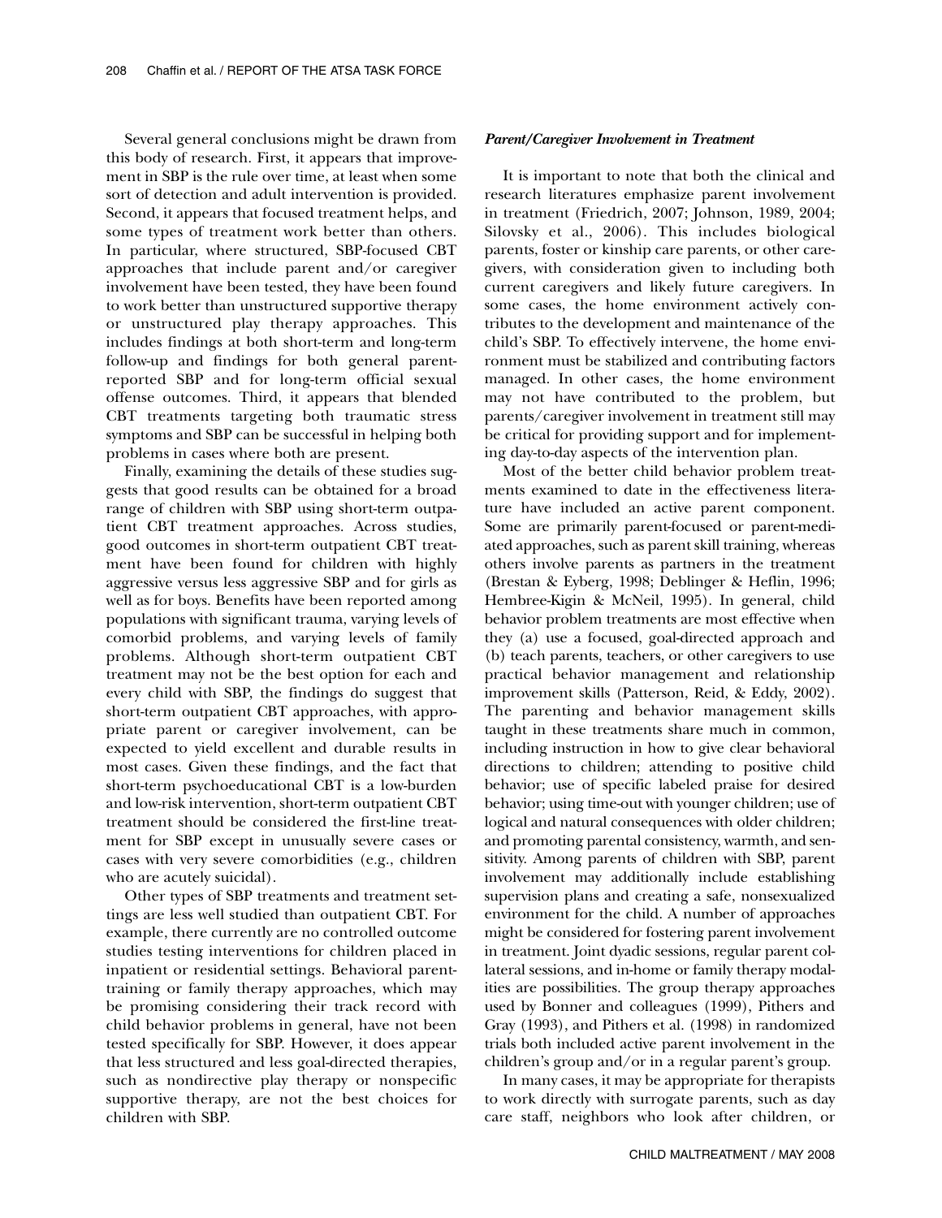Several general conclusions might be drawn from this body of research. First, it appears that improvement in SBP is the rule over time, at least when some sort of detection and adult intervention is provided. Second, it appears that focused treatment helps, and some types of treatment work better than others. In particular, where structured, SBP-focused CBT approaches that include parent and/or caregiver involvement have been tested, they have been found to work better than unstructured supportive therapy or unstructured play therapy approaches. This includes findings at both short-term and long-term follow-up and findings for both general parent-reported SBP and for long-term official sexual offense outcomes. Third, it appears that blended CBT treatments targeting both traumatic stress symptoms and SBP can be successful in helping both problems in cases where both are present.

Finally, examining the details of these studies suggests that good results can be obtained for a broad range of children with SBP using short-term outpatient CBT treatment approaches. Across studies, good outcomes in short-term outpatient CBT treatment have been found for children with highly aggressive versus less aggressive SBP and for girls as well as for boys. Benefits have been reported among populations with significant trauma, varying levels of comorbid problems, and varying levels of family problems. Although short-term outpatient CBT treatment may not be the best option for each and every child with SBP, the findings do suggest that short-term outpatient CBT approaches, with appropriate parent or caregiver involvement, can be expected to yield excellent and durable results in most cases. Given these findings, and the fact that short-term psychoeducational CBT is a low-burden and low-risk intervention, short-term outpatient CBT treatment should be considered the first-line treatment for SBP except in unusually severe cases or cases with very severe comorbidities (e.g., children who are acutely suicidal).

Other types of SBP treatments and treatment settings are less well studied than outpatient CBT. For example, there currently are no controlled outcome studies testing interventions for children placed in inpatient or residential settings. Behavioral parent-training or family therapy approaches, which may be promising considering their track record with child behavior problems in general, have not been tested specifically for SBP. However, it does appear that less structured and less goal-directed therapies, such as nondirective play therapy or nonspecific supportive therapy, are not the best choices for children with SBP.

### *Parent/Caregiver Involvement in Treatment*

It is important to note that both the clinical and research literatures emphasize parent involvement in treatment (Friedrich, 2007; Johnson, 1989, 2004; Silovsky et al., 2006). This includes biological parents, foster or kinship care parents, or other caregivers, with consideration given to including both current caregivers and likely future caregivers. In some cases, the home environment actively contributes to the development and maintenance of the child's SBP. To effectively intervene, the home environment must be stabilized and contributing factors managed. In other cases, the home environment may not have contributed to the problem, but parents/caregiver involvement in treatment still may be critical for providing support and for implementing day-to-day aspects of the intervention plan.

Most of the better child behavior problem treatments examined to date in the effectiveness literature have included an active parent component. Some are primarily parent-focused or parent-mediated approaches, such as parent skill training, whereas others involve parents as partners in the treatment (Brestan & Eyberg, 1998; Deblinger & Heflin, 1996; Hembree-Kigin & McNeil, 1995). In general, child behavior problem treatments are most effective when they (a) use a focused, goal-directed approach and (b) teach parents, teachers, or other caregivers to use practical behavior management and relationship improvement skills (Patterson, Reid, & Eddy, 2002). The parenting and behavior management skills taught in these treatments share much in common, including instruction in how to give clear behavioral directions to children; attending to positive child behavior; use of specific labeled praise for desired behavior; using time-out with younger children; use of logical and natural consequences with older children; and promoting parental consistency, warmth, and sensitivity. Among parents of children with SBP, parent involvement may additionally include establishing supervision plans and creating a safe, nonsexualized environment for the child. A number of approaches might be considered for fostering parent involvement in treatment. Joint dyadic sessions, regular parent collateral sessions, and in-home or family therapy modalities are possibilities. The group therapy approaches used by Bonner and colleagues (1999), Pithers and Gray (1993), and Pithers et al. (1998) in randomized trials both included active parent involvement in the children's group and/or in a regular parent's group.

In many cases, it may be appropriate for therapists to work directly with surrogate parents, such as day care staff, neighbors who look after children, or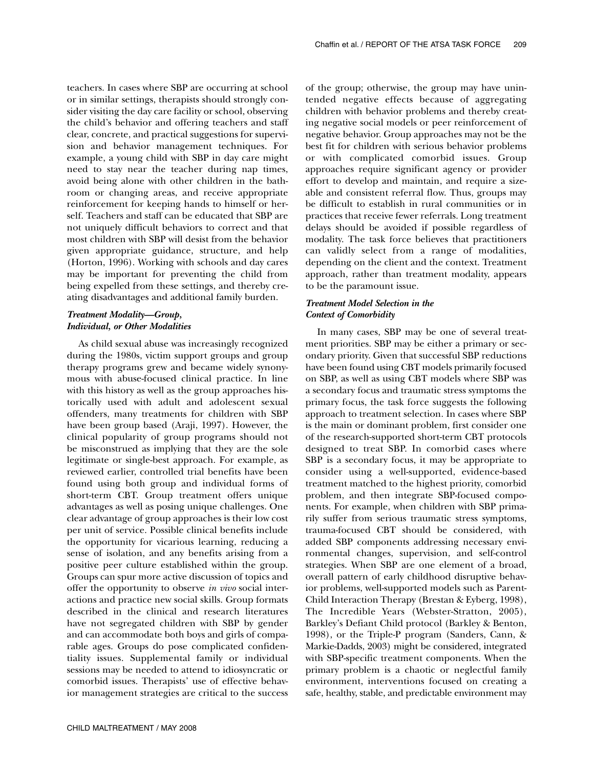teachers. In cases where SBP are occurring at school or in similar settings, therapists should strongly consider visiting the day care facility or school, observing the child's behavior and offering teachers and staff clear, concrete, and practical suggestions for supervision and behavior management techniques. For example, a young child with SBP in day care might need to stay near the teacher during nap times, avoid being alone with other children in the bathroom or changing areas, and receive appropriate reinforcement for keeping hands to himself or herself. Teachers and staff can be educated that SBP are not uniquely difficult behaviors to correct and that most children with SBP will desist from the behavior given appropriate guidance, structure, and help (Horton, 1996). Working with schools and day cares may be important for preventing the child from being expelled from these settings, and thereby creating disadvantages and additional family burden.

### *Treatment Modality—Group, Individual, or Other Modalities*

As child sexual abuse was increasingly recognized during the 1980s, victim support groups and group therapy programs grew and became widely synonymous with abuse-focused clinical practice. In line with this history as well as the group approaches historically used with adult and adolescent sexual offenders, many treatments for children with SBP have been group based (Araji, 1997). However, the clinical popularity of group programs should not be misconstrued as implying that they are the sole legitimate or single-best approach. For example, as reviewed earlier, controlled trial benefits have been found using both group and individual forms of short-term CBT. Group treatment offers unique advantages as well as posing unique challenges. One clear advantage of group approaches is their low cost per unit of service. Possible clinical benefits include the opportunity for vicarious learning, reducing a sense of isolation, and any benefits arising from a positive peer culture established within the group. Groups can spur more active discussion of topics and offer the opportunity to observe *in vivo* social interactions and practice new social skills. Group formats described in the clinical and research literatures have not segregated children with SBP by gender and can accommodate both boys and girls of comparable ages. Groups do pose complicated confidentiality issues. Supplemental family or individual sessions may be needed to attend to idiosyncratic or comorbid issues. Therapists' use of effective behavior management strategies are critical to the success of the group; otherwise, the group may have unintended negative effects because of aggregating children with behavior problems and thereby creating negative social models or peer reinforcement of negative behavior. Group approaches may not be the best fit for children with serious behavior problems or with complicated comorbid issues. Group approaches require significant agency or provider effort to develop and maintain, and require a sizeable and consistent referral flow. Thus, groups may be difficult to establish in rural communities or in practices that receive fewer referrals. Long treatment delays should be avoided if possible regardless of modality. The task force believes that practitioners can validly select from a range of modalities, depending on the client and the context. Treatment approach, rather than treatment modality, appears to be the paramount issue.

### *Treatment Model Selection in the Context of Comorbidity*

In many cases, SBP may be one of several treatment priorities. SBP may be either a primary or secondary priority. Given that successful SBP reductions have been found using CBT models primarily focused on SBP, as well as using CBT models where SBP was a secondary focus and traumatic stress symptoms the primary focus, the task force suggests the following approach to treatment selection. In cases where SBP is the main or dominant problem, first consider one of the research-supported short-term CBT protocols designed to treat SBP. In comorbid cases where SBP is a secondary focus, it may be appropriate to consider using a well-supported, evidence-based treatment matched to the highest priority, comorbid problem, and then integrate SBP-focused components. For example, when children with SBP primarily suffer from serious traumatic stress symptoms, trauma-focused CBT should be considered, with added SBP components addressing necessary environmental changes, supervision, and self-control strategies. When SBP are one element of a broad, overall pattern of early childhood disruptive behavior problems, well-supported models such as Parent-Child Interaction Therapy (Brestan & Eyberg, 1998), The Incredible Years (Webster-Stratton, 2005), Barkley's Defiant Child protocol (Barkley & Benton, 1998), or the Triple-P program (Sanders, Cann, & Markie-Dadds, 2003) might be considered, integrated with SBP-specific treatment components. When the primary problem is a chaotic or neglectful family environment, interventions focused on creating a safe, healthy, stable, and predictable environment may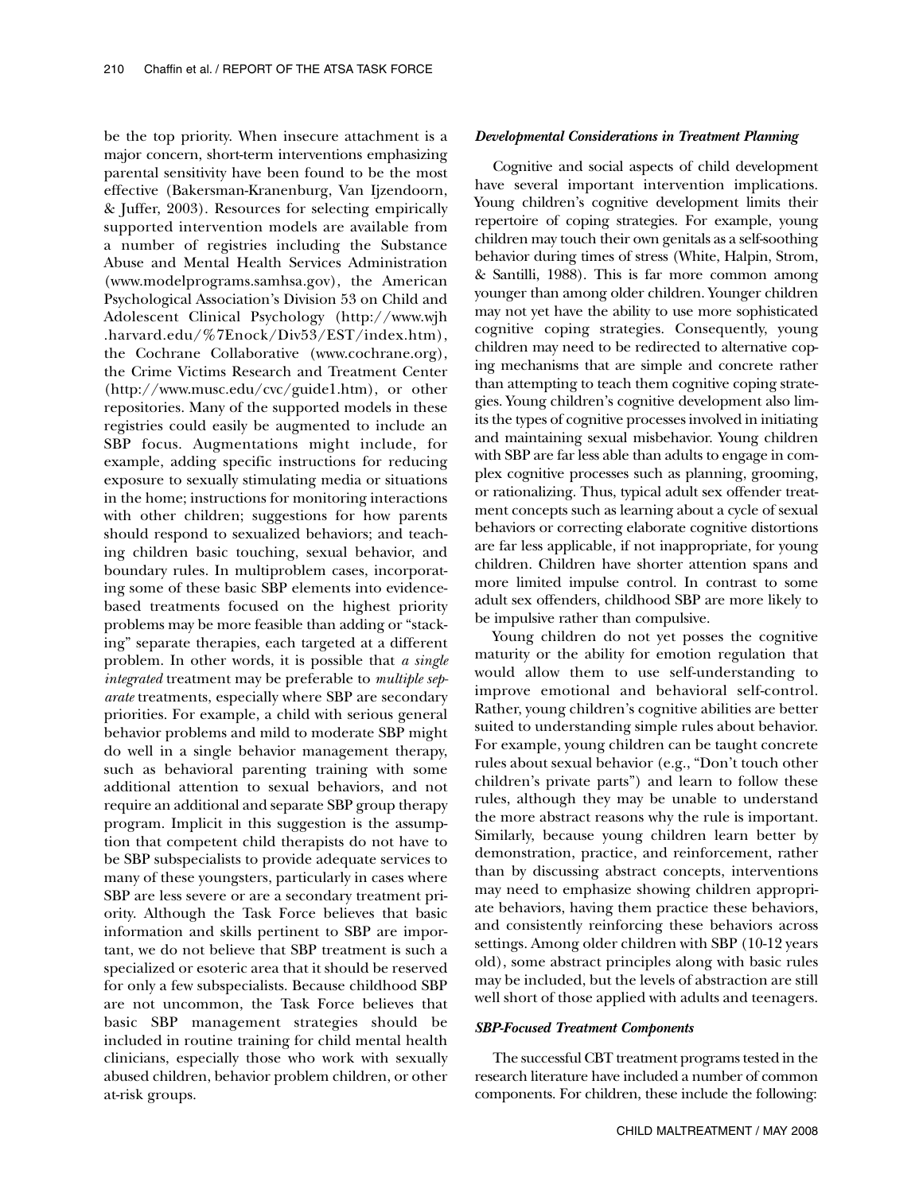be the top priority. When insecure attachment is a major concern, short-term interventions emphasizing parental sensitivity have been found to be the most effective (Bakersman-Kranenburg, Van Ijzendoorn, & Juffer, 2003). Resources for selecting empirically supported intervention models are available from a number of registries including the Substance Abuse and Mental Health Services Administration (www.modelprograms.samhsa.gov), the American Psychological Association's Division 53 on Child and Adolescent Clinical Psychology (http://www.wjh.harvard.edu/%7Enock/Div53/EST/index.htm), the Cochrane Collaborative (www.cochrane.org), the Crime Victims Research and Treatment Center (http://www.musc.edu/cvc/guide1.htm), or other repositories. Many of the supported models in these registries could easily be augmented to include an SBP focus. Augmentations might include, for example, adding specific instructions for reducing exposure to sexually stimulating media or situations in the home; instructions for monitoring interactions with other children; suggestions for how parents should respond to sexualized behaviors; and teaching children basic touching, sexual behavior, and boundary rules. In multiproblem cases, incorporating some of these basic SBP elements into evidence-based treatments focused on the highest priority problems may be more feasible than adding or "stacking" separate therapies, each targeted at a different problem. In other words, it is possible that *a single integrated* treatment may be preferable to *multiple separate* treatments, especially where SBP are secondary priorities. For example, a child with serious general behavior problems and mild to moderate SBP might do well in a single behavior management therapy, such as behavioral parenting training with some additional attention to sexual behaviors, and not require an additional and separate SBP group therapy program. Implicit in this suggestion is the assumption that competent child therapists do not have to be SBP subspecialists to provide adequate services to many of these youngsters, particularly in cases where SBP are less severe or are a secondary treatment priority. Although the Task Force believes that basic information and skills pertinent to SBP are important, we do not believe that SBP treatment is such a specialized or esoteric area that it should be reserved for only a few subspecialists. Because childhood SBP are not uncommon, the Task Force believes that basic SBP management strategies should be included in routine training for child mental health clinicians, especially those who work with sexually abused children, behavior problem children, or other at-risk groups.

### *Developmental Considerations in Treatment Planning*

Cognitive and social aspects of child development have several important intervention implications. Young children's cognitive development limits their repertoire of coping strategies. For example, young children may touch their own genitals as a self-soothing behavior during times of stress (White, Halpin, Strom, & Santilli, 1988). This is far more common among younger than among older children. Younger children may not yet have the ability to use more sophisticated cognitive coping strategies. Consequently, young children may need to be redirected to alternative coping mechanisms that are simple and concrete rather than attempting to teach them cognitive coping strategies. Young children's cognitive development also limits the types of cognitive processes involved in initiating and maintaining sexual misbehavior. Young children with SBP are far less able than adults to engage in complex cognitive processes such as planning, grooming, or rationalizing. Thus, typical adult sex offender treatment concepts such as learning about a cycle of sexual behaviors or correcting elaborate cognitive distortions are far less applicable, if not inappropriate, for young children. Children have shorter attention spans and more limited impulse control. In contrast to some adult sex offenders, childhood SBP are more likely to be impulsive rather than compulsive.

Young children do not yet posses the cognitive maturity or the ability for emotion regulation that would allow them to use self-understanding to improve emotional and behavioral self-control. Rather, young children's cognitive abilities are better suited to understanding simple rules about behavior. For example, young children can be taught concrete rules about sexual behavior (e.g., "Don't touch other children's private parts") and learn to follow these rules, although they may be unable to understand the more abstract reasons why the rule is important. Similarly, because young children learn better by demonstration, practice, and reinforcement, rather than by discussing abstract concepts, interventions may need to emphasize showing children appropriate behaviors, having them practice these behaviors, and consistently reinforcing these behaviors across settings. Among older children with SBP (10-12 years old), some abstract principles along with basic rules may be included, but the levels of abstraction are still well short of those applied with adults and teenagers.

### *SBP-Focused Treatment Components*

The successful CBT treatment programs tested in the research literature have included a number of common components. For children, these include the following: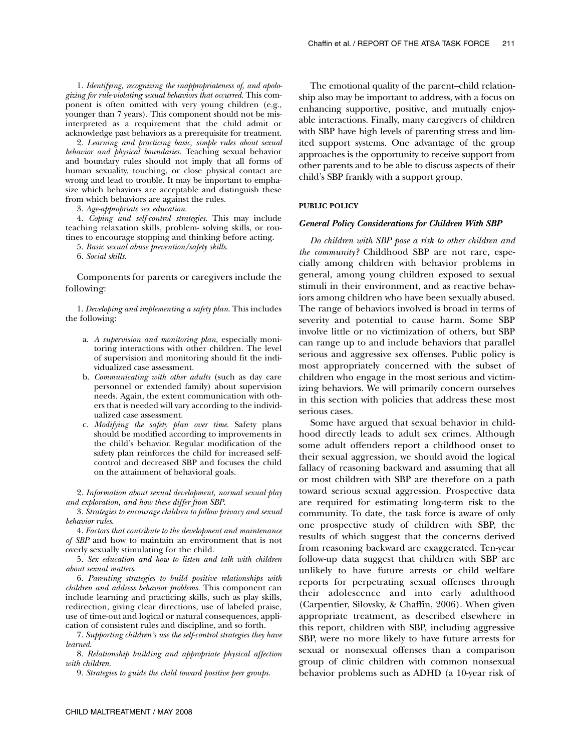1. *Identifying, recognizing the inappropriateness of, and apologizing for rule-violating sexual behaviors that occurred.* This component is often omitted with very young children (e.g., younger than 7 years). This component should not be misinterpreted as a requirement that the child admit or acknowledge past behaviors as a prerequisite for treatment.

2. *Learning and practicing basic, simple rules about sexual behavior and physical boundaries.* Teaching sexual behavior and boundary rules should not imply that all forms of human sexuality, touching, or close physical contact are wrong and lead to trouble. It may be important to emphasize which behaviors are acceptable and distinguish these from which behaviors are against the rules.

3. *Age-appropriate sex education.*

4. *Coping and self-control strategies.* This may include teaching relaxation skills, problem- solving skills, or routines to encourage stopping and thinking before acting.

5. *Basic sexual abuse prevention/safety skills.*

6. *Social skills.*

Components for parents or caregivers include the following:

1. *Developing and implementing a safety plan.* This includes the following:

   a. *A supervision and monitoring plan,* especially monitoring interactions with other children. The level of supervision and monitoring should fit the individualized case assessment.
   b. *Communicating with other adults* (such as day care personnel or extended family) about supervision needs. Again, the extent communication with others that is needed will vary according to the individualized case assessment.
   c. *Modifying the safety plan over time.* Safety plans should be modified according to improvements in the child's behavior. Regular modification of the safety plan reinforces the child for increased self-control and decreased SBP and focuses the child on the attainment of behavioral goals.

2. *Information about sexual development, normal sexual play and exploration, and how these differ from SBP.*

3. *Strategies to encourage children to follow privacy and sexual behavior rules.*

4. *Factors that contribute to the development and maintenance of SBP* and how to maintain an environment that is not overly sexually stimulating for the child.

5. *Sex education and how to listen and talk with children about sexual matters.*

6. *Parenting strategies to build positive relationships with children and address behavior problems.* This component can include learning and practicing skills, such as play skills, redirection, giving clear directions, use of labeled praise, use of time-out and logical or natural consequences, application of consistent rules and discipline, and so forth.

7. *Supporting children's use the self-control strategies they have learned.*

8. *Relationship building and appropriate physical affection with children.*

9. *Strategies to guide the child toward positive peer groups.*

The emotional quality of the parent–child relationship also may be important to address, with a focus on enhancing supportive, positive, and mutually enjoyable interactions. Finally, many caregivers of children with SBP have high levels of parenting stress and limited support systems. One advantage of the group approaches is the opportunity to receive support from other parents and to be able to discuss aspects of their child's SBP frankly with a support group.

## PUBLIC POLICY

### General Policy Considerations for Children With SBP

*Do children with SBP pose a risk to other children and the community?* Childhood SBP are not rare, especially among children with behavior problems in general, among young children exposed to sexual stimuli in their environment, and as reactive behaviors among children who have been sexually abused. The range of behaviors involved is broad in terms of severity and potential to cause harm. Some SBP involve little or no victimization of others, but SBP can range up to and include behaviors that parallel serious and aggressive sex offenses. Public policy is most appropriately concerned with the subset of children who engage in the most serious and victimizing behaviors. We will primarily concern ourselves in this section with policies that address these most serious cases.

Some have argued that sexual behavior in childhood directly leads to adult sex crimes. Although some adult offenders report a childhood onset to their sexual aggression, we should avoid the logical fallacy of reasoning backward and assuming that all or most children with SBP are therefore on a path toward serious sexual aggression. Prospective data are required for estimating long-term risk to the community. To date, the task force is aware of only one prospective study of children with SBP, the results of which suggest that the concerns derived from reasoning backward are exaggerated. Ten-year follow-up data suggest that children with SBP are unlikely to have future arrests or child welfare reports for perpetrating sexual offenses through their adolescence and into early adulthood (Carpentier, Silovsky, & Chaffin, 2006). When given appropriate treatment, as described elsewhere in this report, children with SBP, including aggressive SBP, were no more likely to have future arrests for sexual or nonsexual offenses than a comparison group of clinic children with common nonsexual behavior problems such as ADHD (a 10-year risk of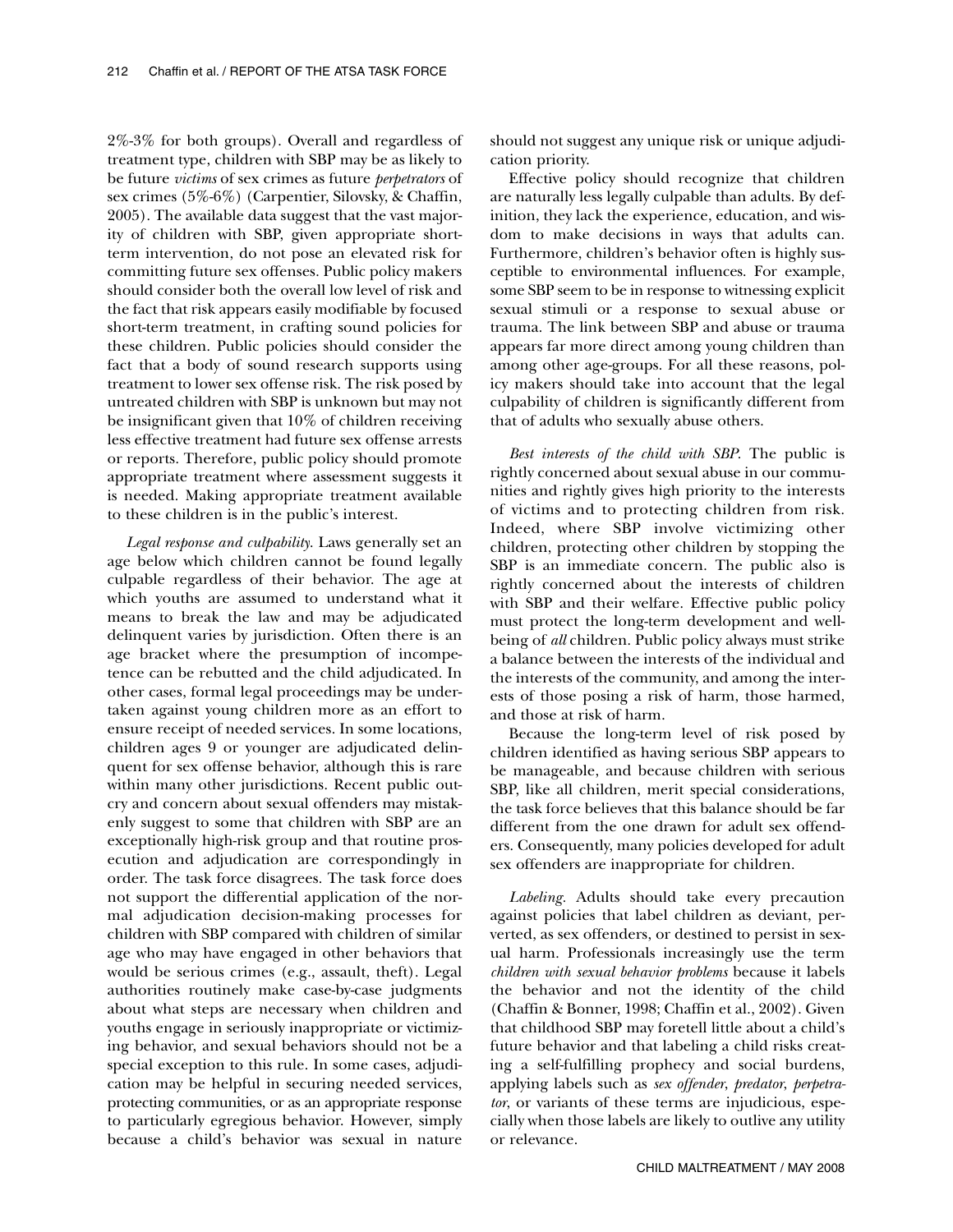2%-3% for both groups). Overall and regardless of treatment type, children with SBP may be as likely to be future *victims* of sex crimes as future *perpetrators* of sex crimes (5%-6%) (Carpentier, Silovsky, & Chaffin, 2005). The available data suggest that the vast majority of children with SBP, given appropriate short-term intervention, do not pose an elevated risk for committing future sex offenses. Public policy makers should consider both the overall low level of risk and the fact that risk appears easily modifiable by focused short-term treatment, in crafting sound policies for these children. Public policies should consider the fact that a body of sound research supports using treatment to lower sex offense risk. The risk posed by untreated children with SBP is unknown but may not be insignificant given that 10% of children receiving less effective treatment had future sex offense arrests or reports. Therefore, public policy should promote appropriate treatment where assessment suggests it is needed. Making appropriate treatment available to these children is in the public's interest.

*Legal response and culpability.* Laws generally set an age below which children cannot be found legally culpable regardless of their behavior. The age at which youths are assumed to understand what it means to break the law and may be adjudicated delinquent varies by jurisdiction. Often there is an age bracket where the presumption of incompetence can be rebutted and the child adjudicated. In other cases, formal legal proceedings may be undertaken against young children more as an effort to ensure receipt of needed services. In some locations, children ages 9 or younger are adjudicated delinquent for sex offense behavior, although this is rare within many other jurisdictions. Recent public outcry and concern about sexual offenders may mistakenly suggest to some that children with SBP are an exceptionally high-risk group and that routine prosecution and adjudication are correspondingly in order. The task force disagrees. The task force does not support the differential application of the normal adjudication decision-making processes for children with SBP compared with children of similar age who may have engaged in other behaviors that would be serious crimes (e.g., assault, theft). Legal authorities routinely make case-by-case judgments about what steps are necessary when children and youths engage in seriously inappropriate or victimizing behavior, and sexual behaviors should not be a special exception to this rule. In some cases, adjudication may be helpful in securing needed services, protecting communities, or as an appropriate response to particularly egregious behavior. However, simply because a child's behavior was sexual in nature should not suggest any unique risk or unique adjudication priority.

Effective policy should recognize that children are naturally less legally culpable than adults. By definition, they lack the experience, education, and wisdom to make decisions in ways that adults can. Furthermore, children's behavior often is highly susceptible to environmental influences. For example, some SBP seem to be in response to witnessing explicit sexual stimuli or a response to sexual abuse or trauma. The link between SBP and abuse or trauma appears far more direct among young children than among other age-groups. For all these reasons, policy makers should take into account that the legal culpability of children is significantly different from that of adults who sexually abuse others.

*Best interests of the child with SBP.* The public is rightly concerned about sexual abuse in our communities and rightly gives high priority to the interests of victims and to protecting children from risk. Indeed, where SBP involve victimizing other children, protecting other children by stopping the SBP is an immediate concern. The public also is rightly concerned about the interests of children with SBP and their welfare. Effective public policy must protect the long-term development and well-being of *all* children. Public policy always must strike a balance between the interests of the individual and the interests of the community, and among the interests of those posing a risk of harm, those harmed, and those at risk of harm.

Because the long-term level of risk posed by children identified as having serious SBP appears to be manageable, and because children with serious SBP, like all children, merit special considerations, the task force believes that this balance should be far different from the one drawn for adult sex offenders. Consequently, many policies developed for adult sex offenders are inappropriate for children.

*Labeling.* Adults should take every precaution against policies that label children as deviant, perverted, as sex offenders, or destined to persist in sexual harm. Professionals increasingly use the term *children with sexual behavior problems* because it labels the behavior and not the identity of the child (Chaffin & Bonner, 1998; Chaffin et al., 2002). Given that childhood SBP may foretell little about a child's future behavior and that labeling a child risks creating a self-fulfilling prophecy and social burdens, applying labels such as *sex offender*, *predator*, *perpetrator*, or variants of these terms are injudicious, especially when those labels are likely to outlive any utility or relevance.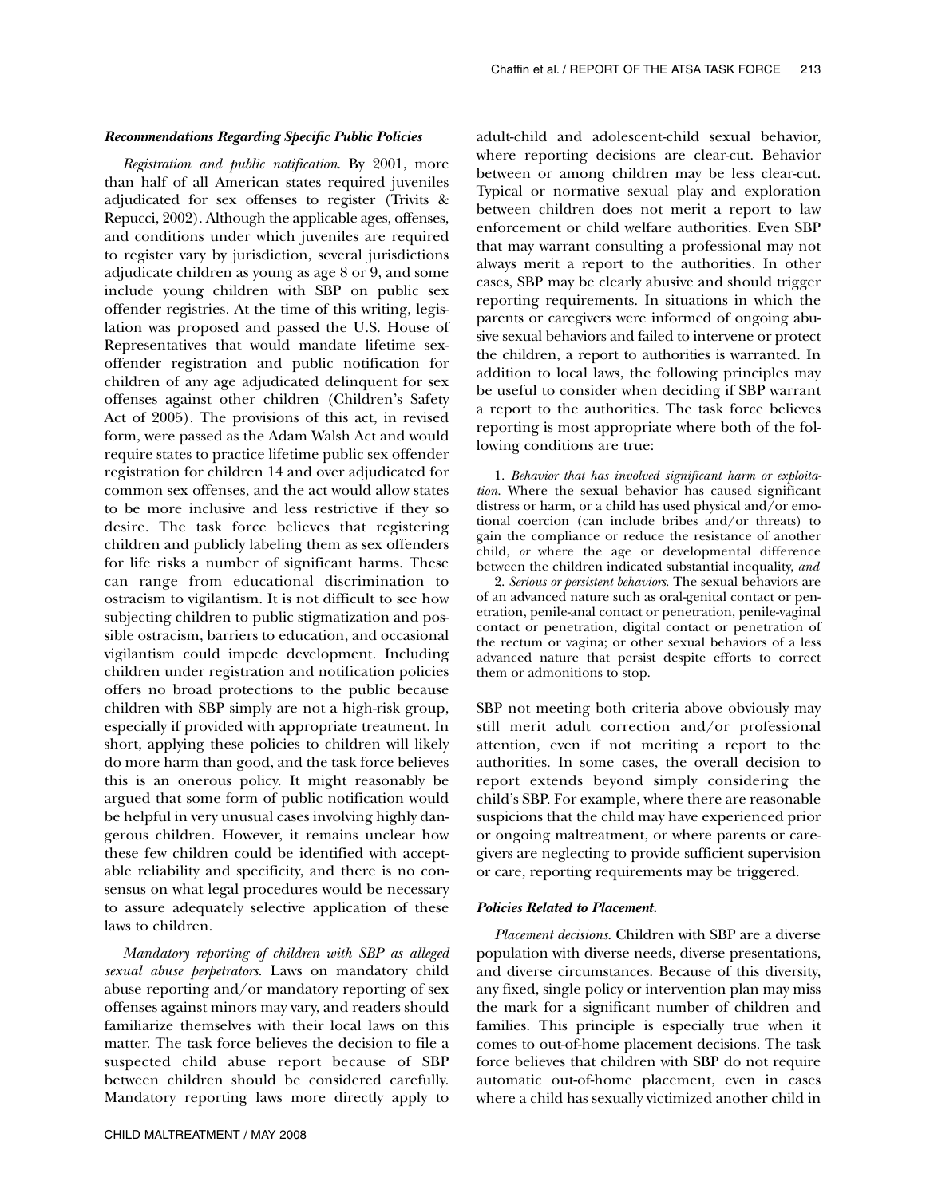### *Recommendations Regarding Specific Public Policies*

*Registration and public notification*. By 2001, more than half of all American states required juveniles adjudicated for sex offenses to register (Trivits & Repucci, 2002). Although the applicable ages, offenses, and conditions under which juveniles are required to register vary by jurisdiction, several jurisdictions adjudicate children as young as age 8 or 9, and some include young children with SBP on public sex offender registries. At the time of this writing, legislation was proposed and passed the U.S. House of Representatives that would mandate lifetime sex-offender registration and public notification for children of any age adjudicated delinquent for sex offenses against other children (Children's Safety Act of 2005). The provisions of this act, in revised form, were passed as the Adam Walsh Act and would require states to practice lifetime public sex offender registration for children 14 and over adjudicated for common sex offenses, and the act would allow states to be more inclusive and less restrictive if they so desire. The task force believes that registering children and publicly labeling them as sex offenders for life risks a number of significant harms. These can range from educational discrimination to ostracism to vigilantism. It is not difficult to see how subjecting children to public stigmatization and possible ostracism, barriers to education, and occasional vigilantism could impede development. Including children under registration and notification policies offers no broad protections to the public because children with SBP simply are not a high-risk group, especially if provided with appropriate treatment. In short, applying these policies to children will likely do more harm than good, and the task force believes this is an onerous policy. It might reasonably be argued that some form of public notification would be helpful in very unusual cases involving highly dangerous children. However, it remains unclear how these few children could be identified with acceptable reliability and specificity, and there is no consensus on what legal procedures would be necessary to assure adequately selective application of these laws to children.

*Mandatory reporting of children with SBP as alleged sexual abuse perpetrators*. Laws on mandatory child abuse reporting and/or mandatory reporting of sex offenses against minors may vary, and readers should familiarize themselves with their local laws on this matter. The task force believes the decision to file a suspected child abuse report because of SBP between children should be considered carefully. Mandatory reporting laws more directly apply to adult-child and adolescent-child sexual behavior, where reporting decisions are clear-cut. Behavior between or among children may be less clear-cut. Typical or normative sexual play and exploration between children does not merit a report to law enforcement or child welfare authorities. Even SBP that may warrant consulting a professional may not always merit a report to the authorities. In other cases, SBP may be clearly abusive and should trigger reporting requirements. In situations in which the parents or caregivers were informed of ongoing abusive sexual behaviors and failed to intervene or protect the children, a report to authorities is warranted. In addition to local laws, the following principles may be useful to consider when deciding if SBP warrant a report to the authorities. The task force believes reporting is most appropriate where both of the following conditions are true:

1. *Behavior that has involved significant harm or exploitation.* Where the sexual behavior has caused significant distress or harm, or a child has used physical and/or emotional coercion (can include bribes and/or threats) to gain the compliance or reduce the resistance of another child, *or* where the age or developmental difference between the children indicated substantial inequality, *and*
2. *Serious or persistent behaviors.* The sexual behaviors are of an advanced nature such as oral-genital contact or penetration, penile-anal contact or penetration, penile-vaginal contact or penetration, digital contact or penetration of the rectum or vagina; or other sexual behaviors of a less advanced nature that persist despite efforts to correct them or admonitions to stop.

SBP not meeting both criteria above obviously may still merit adult correction and/or professional attention, even if not meriting a report to the authorities. In some cases, the overall decision to report extends beyond simply considering the child's SBP. For example, where there are reasonable suspicions that the child may have experienced prior or ongoing maltreatment, or where parents or caregivers are neglecting to provide sufficient supervision or care, reporting requirements may be triggered.

### *Policies Related to Placement.*

*Placement decisions*. Children with SBP are a diverse population with diverse needs, diverse presentations, and diverse circumstances. Because of this diversity, any fixed, single policy or intervention plan may miss the mark for a significant number of children and families. This principle is especially true when it comes to out-of-home placement decisions. The task force believes that children with SBP do not require automatic out-of-home placement, even in cases where a child has sexually victimized another child in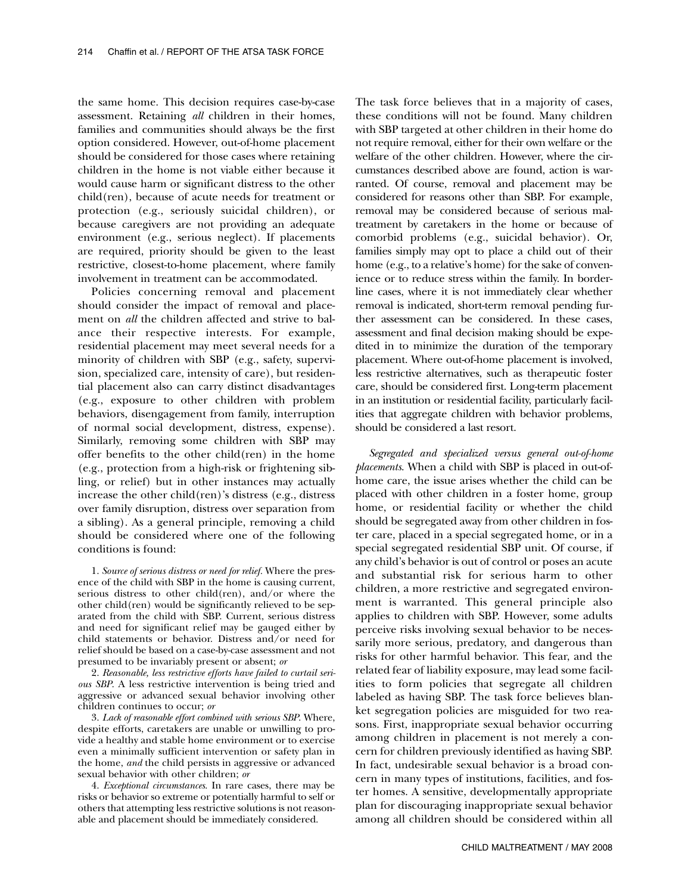the same home. This decision requires case-by-case assessment. Retaining *all* children in their homes, families and communities should always be the first option considered. However, out-of-home placement should be considered for those cases where retaining children in the home is not viable either because it would cause harm or significant distress to the other child(ren), because of acute needs for treatment or protection (e.g., seriously suicidal children), or because caregivers are not providing an adequate environment (e.g., serious neglect). If placements are required, priority should be given to the least restrictive, closest-to-home placement, where family involvement in treatment can be accommodated.

Policies concerning removal and placement should consider the impact of removal and placement on *all* the children affected and strive to balance their respective interests. For example, residential placement may meet several needs for a minority of children with SBP (e.g., safety, supervision, specialized care, intensity of care), but residential placement also can carry distinct disadvantages (e.g., exposure to other children with problem behaviors, disengagement from family, interruption of normal social development, distress, expense). Similarly, removing some children with SBP may offer benefits to the other child(ren) in the home (e.g., protection from a high-risk or frightening sibling, or relief) but in other instances may actually increase the other child(ren)'s distress (e.g., distress over family disruption, distress over separation from a sibling). As a general principle, removing a child should be considered where one of the following conditions is found:

1. *Source of serious distress or need for relief.* Where the presence of the child with SBP in the home is causing current, serious distress to other child(ren), and/or where the other child(ren) would be significantly relieved to be separated from the child with SBP. Current, serious distress and need for significant relief may be gauged either by child statements or behavior. Distress and/or need for relief should be based on a case-by-case assessment and not presumed to be invariably present or absent; *or*

2. *Reasonable, less restrictive efforts have failed to curtail serious SBP.* A less restrictive intervention is being tried and aggressive or advanced sexual behavior involving other children continues to occur; *or*

3. *Lack of reasonable effort combined with serious SBP.* Where, despite efforts, caretakers are unable or unwilling to provide a healthy and stable home environment or to exercise even a minimally sufficient intervention or safety plan in the home, *and* the child persists in aggressive or advanced sexual behavior with other children; *or*

4. *Exceptional circumstances.* In rare cases, there may be risks or behavior so extreme or potentially harmful to self or others that attempting less restrictive solutions is not reasonable and placement should be immediately considered.

The task force believes that in a majority of cases, these conditions will not be found. Many children with SBP targeted at other children in their home do not require removal, either for their own welfare or the welfare of the other children. However, where the circumstances described above are found, action is warranted. Of course, removal and placement may be considered for reasons other than SBP. For example, removal may be considered because of serious maltreatment by caretakers in the home or because of comorbid problems (e.g., suicidal behavior). Or, families simply may opt to place a child out of their home (e.g., to a relative's home) for the sake of convenience or to reduce stress within the family. In borderline cases, where it is not immediately clear whether removal is indicated, short-term removal pending further assessment can be considered. In these cases, assessment and final decision making should be expedited in to minimize the duration of the temporary placement. Where out-of-home placement is involved, less restrictive alternatives, such as therapeutic foster care, should be considered first. Long-term placement in an institution or residential facility, particularly facilities that aggregate children with behavior problems, should be considered a last resort.

*Segregated and specialized versus general out-of-home placements.* When a child with SBP is placed in out-of-home care, the issue arises whether the child can be placed with other children in a foster home, group home, or residential facility or whether the child should be segregated away from other children in foster care, placed in a special segregated home, or in a special segregated residential SBP unit. Of course, if any child's behavior is out of control or poses an acute and substantial risk for serious harm to other children, a more restrictive and segregated environment is warranted. This general principle also applies to children with SBP. However, some adults perceive risks involving sexual behavior to be necessarily more serious, predatory, and dangerous than risks for other harmful behavior. This fear, and the related fear of liability exposure, may lead some facilities to form policies that segregate all children labeled as having SBP. The task force believes blanket segregation policies are misguided for two reasons. First, inappropriate sexual behavior occurring among children in placement is not merely a concern for children previously identified as having SBP. In fact, undesirable sexual behavior is a broad concern in many types of institutions, facilities, and foster homes. A sensitive, developmentally appropriate plan for discouraging inappropriate sexual behavior among all children should be considered within all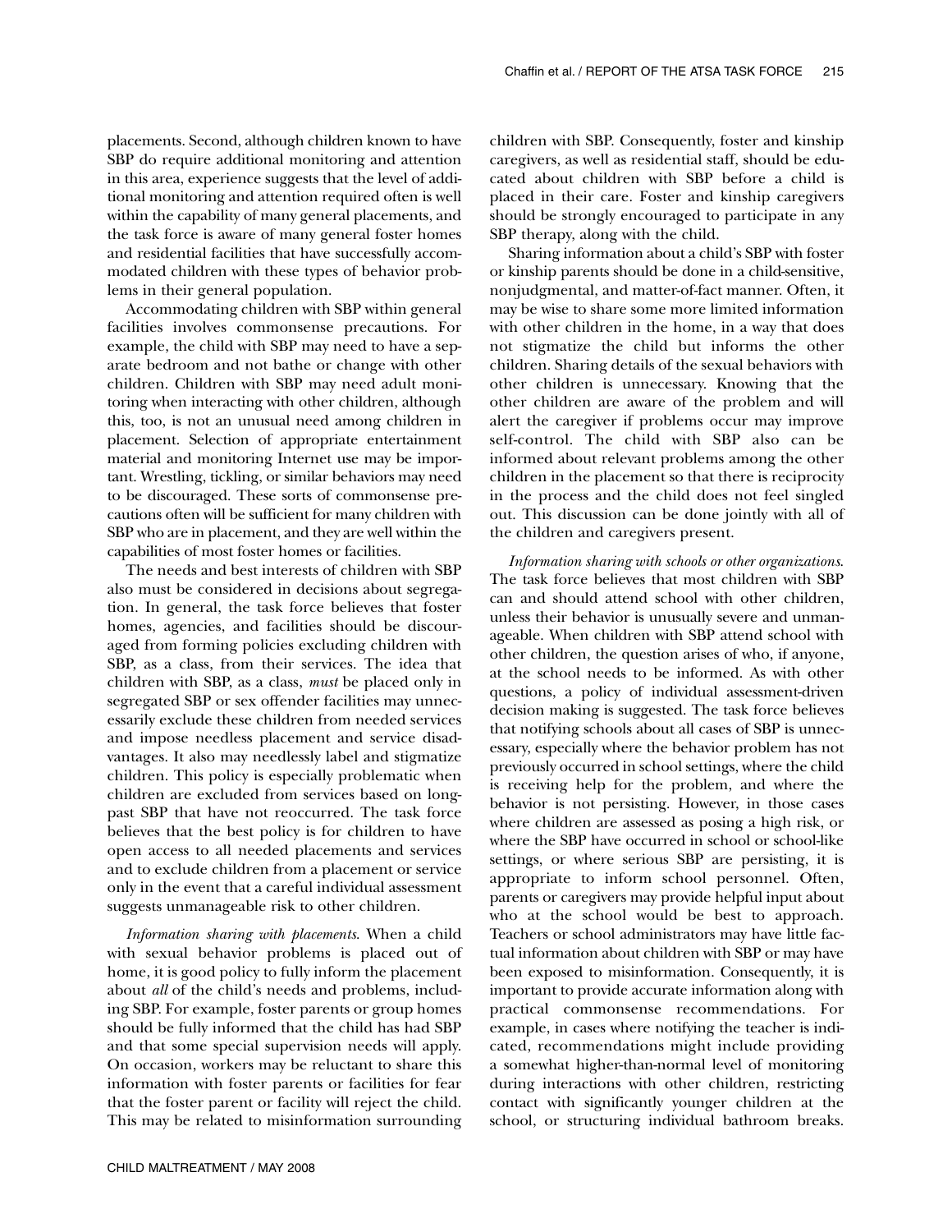placements. Second, although children known to have SBP do require additional monitoring and attention in this area, experience suggests that the level of additional monitoring and attention required often is well within the capability of many general placements, and the task force is aware of many general foster homes and residential facilities that have successfully accommodated children with these types of behavior problems in their general population.

Accommodating children with SBP within general facilities involves commonsense precautions. For example, the child with SBP may need to have a separate bedroom and not bathe or change with other children. Children with SBP may need adult monitoring when interacting with other children, although this, too, is not an unusual need among children in placement. Selection of appropriate entertainment material and monitoring Internet use may be important. Wrestling, tickling, or similar behaviors may need to be discouraged. These sorts of commonsense precautions often will be sufficient for many children with SBP who are in placement, and they are well within the capabilities of most foster homes or facilities.

The needs and best interests of children with SBP also must be considered in decisions about segregation. In general, the task force believes that foster homes, agencies, and facilities should be discouraged from forming policies excluding children with SBP, as a class, from their services. The idea that children with SBP, as a class, *must* be placed only in segregated SBP or sex offender facilities may unnecessarily exclude these children from needed services and impose needless placement and service disadvantages. It also may needlessly label and stigmatize children. This policy is especially problematic when children are excluded from services based on long-past SBP that have not reoccurred. The task force believes that the best policy is for children to have open access to all needed placements and services and to exclude children from a placement or service only in the event that a careful individual assessment suggests unmanageable risk to other children.

*Information sharing with placements.* When a child with sexual behavior problems is placed out of home, it is good policy to fully inform the placement about *all* of the child's needs and problems, including SBP. For example, foster parents or group homes should be fully informed that the child has had SBP and that some special supervision needs will apply. On occasion, workers may be reluctant to share this information with foster parents or facilities for fear that the foster parent or facility will reject the child. This may be related to misinformation surrounding children with SBP. Consequently, foster and kinship caregivers, as well as residential staff, should be educated about children with SBP before a child is placed in their care. Foster and kinship caregivers should be strongly encouraged to participate in any SBP therapy, along with the child.

Sharing information about a child's SBP with foster or kinship parents should be done in a child-sensitive, nonjudgmental, and matter-of-fact manner. Often, it may be wise to share some more limited information with other children in the home, in a way that does not stigmatize the child but informs the other children. Sharing details of the sexual behaviors with other children is unnecessary. Knowing that the other children are aware of the problem and will alert the caregiver if problems occur may improve self-control. The child with SBP also can be informed about relevant problems among the other children in the placement so that there is reciprocity in the process and the child does not feel singled out. This discussion can be done jointly with all of the children and caregivers present.

*Information sharing with schools or other organizations.* The task force believes that most children with SBP can and should attend school with other children, unless their behavior is unusually severe and unmanageable. When children with SBP attend school with other children, the question arises of who, if anyone, at the school needs to be informed. As with other questions, a policy of individual assessment-driven decision making is suggested. The task force believes that notifying schools about all cases of SBP is unnecessary, especially where the behavior problem has not previously occurred in school settings, where the child is receiving help for the problem, and where the behavior is not persisting. However, in those cases where children are assessed as posing a high risk, or where the SBP have occurred in school or school-like settings, or where serious SBP are persisting, it is appropriate to inform school personnel. Often, parents or caregivers may provide helpful input about who at the school would be best to approach. Teachers or school administrators may have little factual information about children with SBP or may have been exposed to misinformation. Consequently, it is important to provide accurate information along with practical commonsense recommendations. For example, in cases where notifying the teacher is indicated, recommendations might include providing a somewhat higher-than-normal level of monitoring during interactions with other children, restricting contact with significantly younger children at the school, or structuring individual bathroom breaks.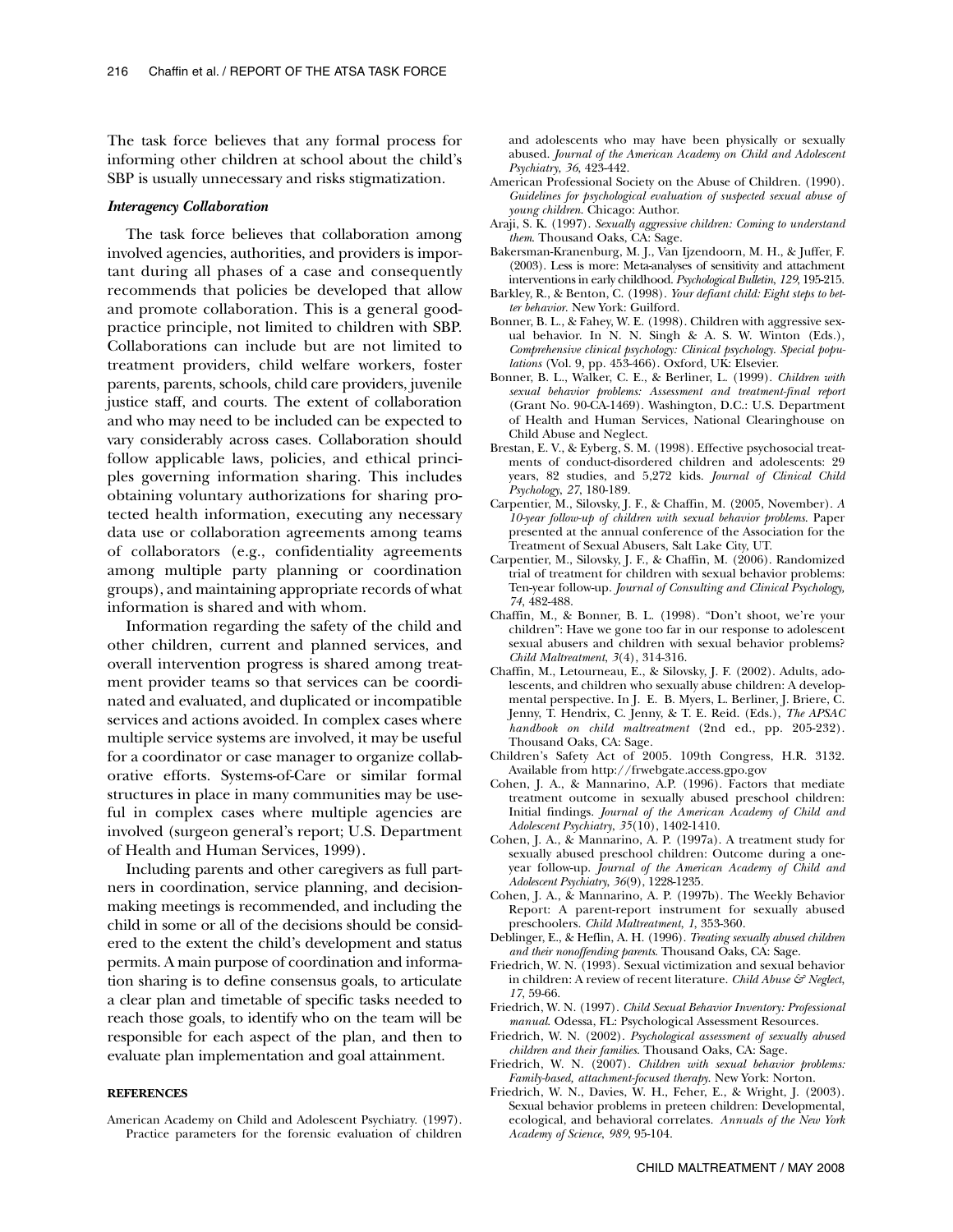The task force believes that any formal process for informing other children at school about the child's SBP is usually unnecessary and risks stigmatization.

### *Interagency Collaboration*

The task force believes that collaboration among involved agencies, authorities, and providers is important during all phases of a case and consequently recommends that policies be developed that allow and promote collaboration. This is a general good-practice principle, not limited to children with SBP. Collaborations can include but are not limited to treatment providers, child welfare workers, foster parents, parents, schools, child care providers, juvenile justice staff, and courts. The extent of collaboration and who may need to be included can be expected to vary considerably across cases. Collaboration should follow applicable laws, policies, and ethical principles governing information sharing. This includes obtaining voluntary authorizations for sharing protected health information, executing any necessary data use or collaboration agreements among teams of collaborators (e.g., confidentiality agreements among multiple party planning or coordination groups), and maintaining appropriate records of what information is shared and with whom.

Information regarding the safety of the child and other children, current and planned services, and overall intervention progress is shared among treatment provider teams so that services can be coordinated and evaluated, and duplicated or incompatible services and actions avoided. In complex cases where multiple service systems are involved, it may be useful for a coordinator or case manager to organize collaborative efforts. Systems-of-Care or similar formal structures in place in many communities may be useful in complex cases where multiple agencies are involved (surgeon general's report; U.S. Department of Health and Human Services, 1999).

Including parents and other caregivers as full partners in coordination, service planning, and decision-making meetings is recommended, and including the child in some or all of the decisions should be considered to the extent the child's development and status permits. A main purpose of coordination and information sharing is to define consensus goals, to articulate a clear plan and timetable of specific tasks needed to reach those goals, to identify who on the team will be responsible for each aspect of the plan, and then to evaluate plan implementation and goal attainment.

## REFERENCES

American Academy on Child and Adolescent Psychiatry. (1997). Practice parameters for the forensic evaluation of children and adolescents who may have been physically or sexually abused. *Journal of the American Academy on Child and Adolescent Psychiatry*, *36*, 423-442.

American Professional Society on the Abuse of Children. (1990). *Guidelines for psychological evaluation of suspected sexual abuse of young children*. Chicago: Author.

Araji, S. K. (1997). *Sexually aggressive children: Coming to understand them*. Thousand Oaks, CA: Sage.

Bakersman-Kranenburg, M. J., Van Ijzendoorn, M. H., & Juffer, F. (2003). Less is more: Meta-analyses of sensitivity and attachment interventions in early childhood. *Psychological Bulletin*, *129*, 195-215.

Barkley, R., & Benton, C. (1998). *Your defiant child: Eight steps to better behavior*. New York: Guilford.

Bonner, B. L., & Fahey, W. E. (1998). Children with aggressive sexual behavior. In N. N. Singh & A. S. W. Winton (Eds.), *Comprehensive clinical psychology: Clinical psychology. Special populations* (Vol. 9, pp. 453-466). Oxford, UK: Elsevier.

Bonner, B. L., Walker, C. E., & Berliner, L. (1999). *Children with sexual behavior problems: Assessment and treatment-final report* (Grant No. 90-CA-1469). Washington, D.C.: U.S. Department of Health and Human Services, National Clearinghouse on Child Abuse and Neglect.

Brestan, E. V., & Eyberg, S. M. (1998). Effective psychosocial treatments of conduct-disordered children and adolescents: 29 years, 82 studies, and 5,272 kids. *Journal of Clinical Child Psychology*, *27*, 180-189.

Carpentier, M., Silovsky, J. F., & Chaffin, M. (2005, November). *A 10-year follow-up of children with sexual behavior problems*. Paper presented at the annual conference of the Association for the Treatment of Sexual Abusers, Salt Lake City, UT.

Carpentier, M., Silovsky, J. F., & Chaffin, M. (2006). Randomized trial of treatment for children with sexual behavior problems: Ten-year follow-up. *Journal of Consulting and Clinical Psychology, 74*, 482-488.

Chaffin, M., & Bonner, B. L. (1998). "Don't shoot, we're your children": Have we gone too far in our response to adolescent sexual abusers and children with sexual behavior problems? *Child Maltreatment*, *3*(4), 314-316.

Chaffin, M., Letourneau, E., & Silovsky, J. F. (2002). Adults, adolescents, and children who sexually abuse children: A developmental perspective. In J. E. B. Myers, L. Berliner, J. Briere, C. Jenny, T. Hendrix, C. Jenny, & T. E. Reid. (Eds.), *The APSAC handbook on child maltreatment* (2nd ed., pp. 205-232). Thousand Oaks, CA: Sage.

Children's Safety Act of 2005. 109th Congress, H.R. 3132. Available from http://frwebgate.access.gpo.gov

Cohen, J. A., & Mannarino, A.P. (1996). Factors that mediate treatment outcome in sexually abused preschool children: Initial findings. *Journal of the American Academy of Child and Adolescent Psychiatry*, *35*(10), 1402-1410.

Cohen, J. A., & Mannarino, A. P. (1997a). A treatment study for sexually abused preschool children: Outcome during a one-year follow-up. *Journal of the American Academy of Child and Adolescent Psychiatry, 36*(9), 1228-1235.

Cohen, J. A., & Mannarino, A. P. (1997b). The Weekly Behavior Report: A parent-report instrument for sexually abused preschoolers. *Child Maltreatment*, *1*, 353-360.

Deblinger, E., & Heflin, A. H. (1996). *Treating sexually abused children and their nonoffending parents*. Thousand Oaks, CA: Sage.

Friedrich, W. N. (1993). Sexual victimization and sexual behavior in children: A review of recent literature. *Child Abuse & Neglect*, *17*, 59-66.

Friedrich, W. N. (1997). *Child Sexual Behavior Inventory: Professional manual*. Odessa, FL: Psychological Assessment Resources.

Friedrich, W. N. (2002). *Psychological assessment of sexually abused children and their families*. Thousand Oaks, CA: Sage.

Friedrich, W. N. (2007). *Children with sexual behavior problems: Family-based, attachment-focused therapy*. New York: Norton.

Friedrich, W. N., Davies, W. H., Feher, E., & Wright, J. (2003). Sexual behavior problems in preteen children: Developmental, ecological, and behavioral correlates. *Annuals of the New York Academy of Science*, *989*, 95-104.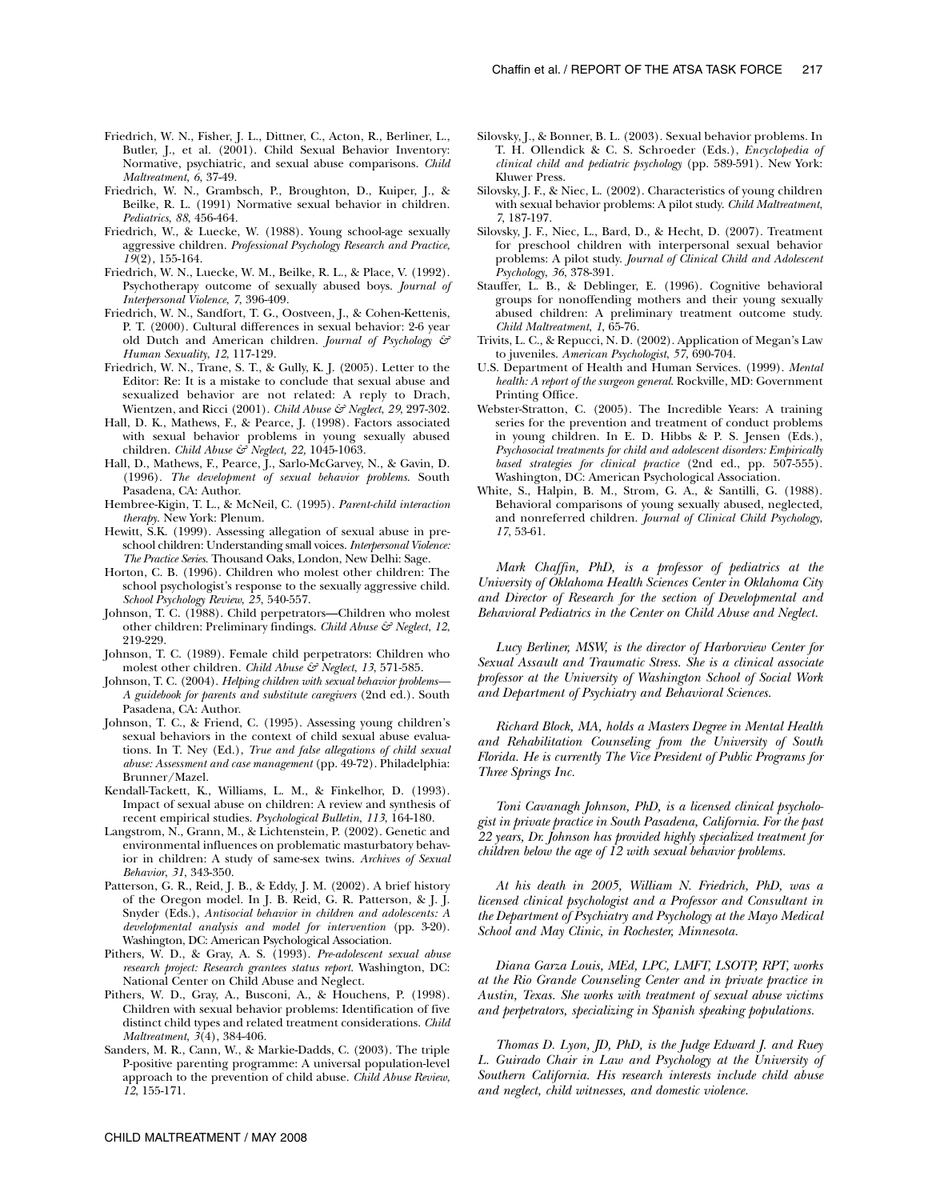Friedrich, W. N., Fisher, J. L., Dittner, C., Acton, R., Berliner, L., Butler, J., et al. (2001). Child Sexual Behavior Inventory: Normative, psychiatric, and sexual abuse comparisons. *Child Maltreatment*, *6*, 37-49.

Friedrich, W. N., Grambsch, P., Broughton, D., Kuiper, J., & Beilke, R. L. (1991) Normative sexual behavior in children. *Pediatrics*, *88*, 456-464.

Friedrich, W., & Luecke, W. (1988). Young school-age sexually aggressive children. *Professional Psychology Research and Practice*, *19*(2), 155-164.

Friedrich, W. N., Luecke, W. M., Beilke, R. L., & Place, V. (1992). Psychotherapy outcome of sexually abused boys. *Journal of Interpersonal Violence*, *7*, 396-409.

Friedrich, W. N., Sandfort, T. G., Oostveen, J., & Cohen-Kettenis, P. T. (2000). Cultural differences in sexual behavior: 2-6 year old Dutch and American children. *Journal of Psychology & Human Sexuality*, *12*, 117-129.

Friedrich, W. N., Trane, S. T., & Gully, K. J. (2005). Letter to the Editor: Re: It is a mistake to conclude that sexual abuse and sexualized behavior are not related: A reply to Drach, Wientzen, and Ricci (2001). *Child Abuse & Neglect*, *29*, 297-302.

Hall, D. K., Mathews, F., & Pearce, J. (1998). Factors associated with sexual behavior problems in young sexually abused children. *Child Abuse & Neglect, 22,* 1045-1063.

Hall, D., Mathews, F., Pearce, J., Sarlo-McGarvey, N., & Gavin, D. (1996). *The development of sexual behavior problems*. South Pasadena, CA: Author.

Hembree-Kigin, T. L., & McNeil, C. (1995). *Parent-child interaction therapy*. New York: Plenum.

Hewitt, S.K. (1999). Assessing allegation of sexual abuse in preschool children: Understanding small voices. *Interpersonal Violence: The Practice Series*. Thousand Oaks, London, New Delhi: Sage.

Horton, C. B. (1996). Children who molest other children: The school psychologist's response to the sexually aggressive child. *School Psychology Review*, *25*, 540-557.

Johnson, T. C. (1988). Child perpetrators—Children who molest other children: Preliminary findings. *Child Abuse & Neglect*, *12*, 219-229.

Johnson, T. C. (1989). Female child perpetrators: Children who molest other children. *Child Abuse & Neglect*, *13*, 571-585.

Johnson, T. C. (2004). *Helping children with sexual behavior problems—A guidebook for parents and substitute caregivers* (2nd ed.). South Pasadena, CA: Author.

Johnson, T. C., & Friend, C. (1995). Assessing young children's sexual behaviors in the context of child sexual abuse evaluations. In T. Ney (Ed.), *True and false allegations of child sexual abuse: Assessment and case management* (pp. 49-72). Philadelphia: Brunner/Mazel.

Kendall-Tackett, K., Williams, L. M., & Finkelhor, D. (1993). Impact of sexual abuse on children: A review and synthesis of recent empirical studies. *Psychological Bulletin*, *113*, 164-180.

Langstrom, N., Grann, M., & Lichtenstein, P. (2002). Genetic and environmental influences on problematic masturbatory behavior in children: A study of same-sex twins. *Archives of Sexual Behavior*, *31*, 343-350.

Patterson, G. R., Reid, J. B., & Eddy, J. M. (2002). A brief history of the Oregon model. In J. B. Reid, G. R. Patterson, & J. J. Snyder (Eds.), *Antisocial behavior in children and adolescents: A developmental analysis and model for intervention* (pp. 3-20). Washington, DC: American Psychological Association.

Pithers, W. D., & Gray, A. S. (1993). *Pre-adolescent sexual abuse research project: Research grantees status report*. Washington, DC: National Center on Child Abuse and Neglect.

Pithers, W. D., Gray, A., Busconi, A., & Houchens, P. (1998). Children with sexual behavior problems: Identification of five distinct child types and related treatment considerations. *Child Maltreatment*, *3*(4), 384-406.

Sanders, M. R., Cann, W., & Markie-Dadds, C. (2003). The triple P-positive parenting programme: A universal population-level approach to the prevention of child abuse. *Child Abuse Review*, *12*, 155-171.

Silovsky, J., & Bonner, B. L. (2003). Sexual behavior problems. In T. H. Ollendick & C. S. Schroeder (Eds.), *Encyclopedia of clinical child and pediatric psychology* (pp. 589-591). New York: Kluwer Press.

Silovsky, J. F., & Niec, L. (2002). Characteristics of young children with sexual behavior problems: A pilot study. *Child Maltreatment*, *7*, 187-197.

Silovsky, J. F., Niec, L., Bard, D., & Hecht, D. (2007). Treatment for preschool children with interpersonal sexual behavior problems: A pilot study. *Journal of Clinical Child and Adolescent Psychology*, *36*, 378-391.

Stauffer, L. B., & Deblinger, E. (1996). Cognitive behavioral groups for nonoffending mothers and their young sexually abused children: A preliminary treatment outcome study. *Child Maltreatment*, *1*, 65-76.

Trivits, L. C., & Repucci, N. D. (2002). Application of Megan's Law to juveniles. *American Psychologist*, *57*, 690-704.

U.S. Department of Health and Human Services. (1999). *Mental health: A report of the surgeon general*. Rockville, MD: Government Printing Office.

Webster-Stratton, C. (2005). The Incredible Years: A training series for the prevention and treatment of conduct problems in young children. In E. D. Hibbs & P. S. Jensen (Eds.), *Psychosocial treatments for child and adolescent disorders: Empirically based strategies for clinical practice* (2nd ed., pp. 507-555). Washington, DC: American Psychological Association.

White, S., Halpin, B. M., Strom, G. A., & Santilli, G. (1988). Behavioral comparisons of young sexually abused, neglected, and nonreferred children. *Journal of Clinical Child Psychology*, *17*, 53-61.

*Mark Chaffin, PhD, is a professor of pediatrics at the University of Oklahoma Health Sciences Center in Oklahoma City and Director of Research for the section of Developmental and Behavioral Pediatrics in the Center on Child Abuse and Neglect.*

*Lucy Berliner, MSW, is the director of Harborview Center for Sexual Assault and Traumatic Stress. She is a clinical associate professor at the University of Washington School of Social Work and Department of Psychiatry and Behavioral Sciences.*

*Richard Block, MA, holds a Masters Degree in Mental Health and Rehabilitation Counseling from the University of South Florida. He is currently The Vice President of Public Programs for Three Springs Inc.*

*Toni Cavanagh Johnson, PhD, is a licensed clinical psychologist in private practice in South Pasadena, California. For the past 22 years, Dr. Johnson has provided highly specialized treatment for children below the age of 12 with sexual behavior problems.*

*At his death in 2005, William N. Friedrich, PhD, was a licensed clinical psychologist and a Professor and Consultant in the Department of Psychiatry and Psychology at the Mayo Medical School and May Clinic, in Rochester, Minnesota.*

*Diana Garza Louis, MEd, LPC, LMFT, LSOTP, RPT, works at the Rio Grande Counseling Center and in private practice in Austin, Texas. She works with treatment of sexual abuse victims and perpetrators, specializing in Spanish speaking populations.*

*Thomas D. Lyon, JD, PhD, is the Judge Edward J. and Ruey L. Guirado Chair in Law and Psychology at the University of Southern California. His research interests include child abuse and neglect, child witnesses, and domestic violence.*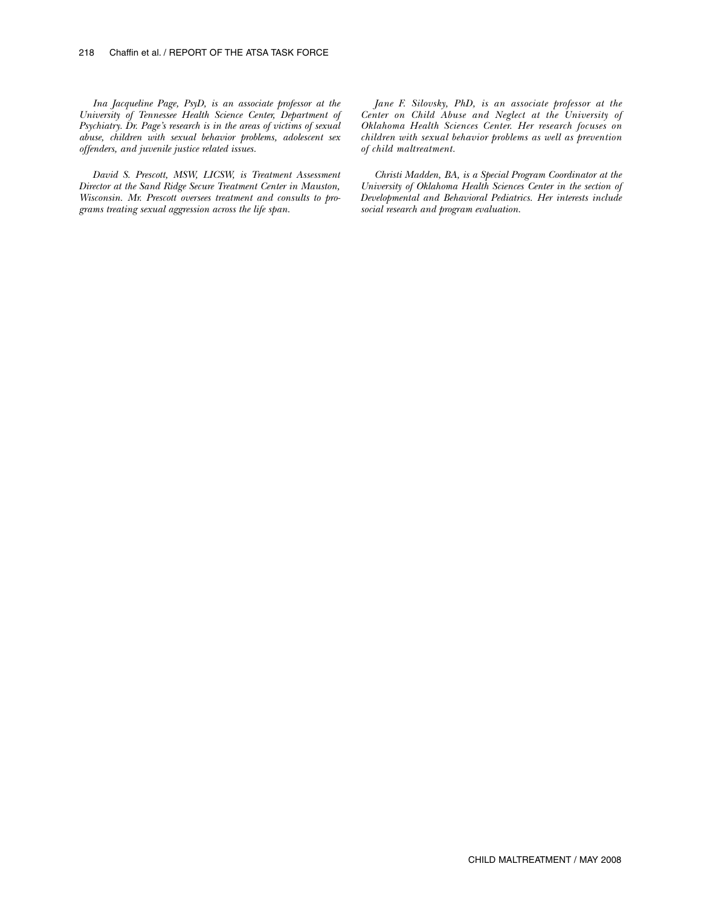*Ina Jacqueline Page, PsyD, is an associate professor at the University of Tennessee Health Science Center, Department of Psychiatry. Dr. Page's research is in the areas of victims of sexual abuse, children with sexual behavior problems, adolescent sex offenders, and juvenile justice related issues.*

*David S. Prescott, MSW, LICSW, is Treatment Assessment Director at the Sand Ridge Secure Treatment Center in Mauston, Wisconsin. Mr. Prescott oversees treatment and consults to programs treating sexual aggression across the life span.*

*Jane F. Silovsky, PhD, is an associate professor at the Center on Child Abuse and Neglect at the University of Oklahoma Health Sciences Center. Her research focuses on children with sexual behavior problems as well as prevention of child maltreatment.*

*Christi Madden, BA, is a Special Program Coordinator at the University of Oklahoma Health Sciences Center in the section of Developmental and Behavioral Pediatrics. Her interests include social research and program evaluation.*